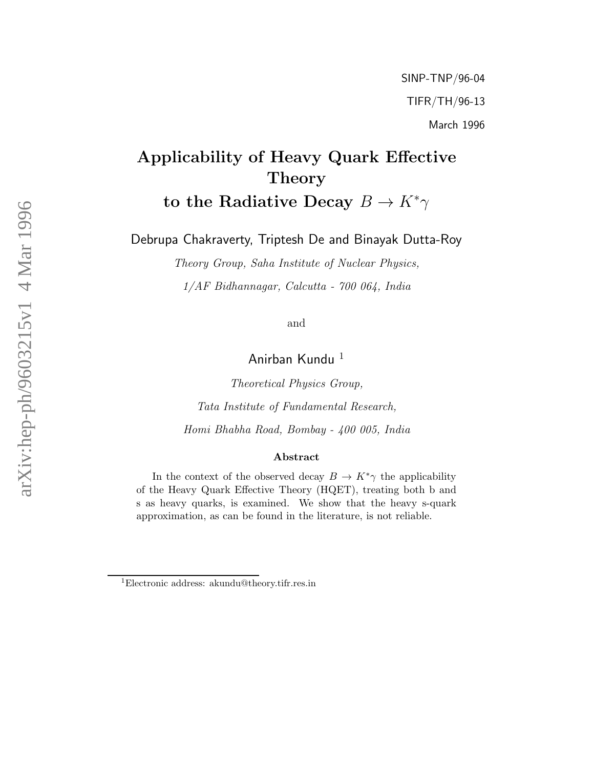SINP-TNP/96-04

TIFR/TH/96-13

March 1996

# Applicability of Heavy Quark Effective Theory to the Radiative Decay $B \to K^* \gamma$

Debrupa Chakraverty, Triptesh De and Binayak Dutta-Roy

*Theory Group, Saha Institute of Nuclear Physics,*

*1/AF Bidhannagar, Calcutta - 700 064, India*

and

Anirban Kundu [1]

*Theoretical Physics Group,*

*Tata Institute of Fundamental Research,*

*Homi Bhabha Road, Bombay - 400 005, India*

### Abstract

In the context of the observed decay $B \to K^* \gamma$ the applicability of the Heavy Quark Effective Theory (HQET), treating both b and s as heavy quarks, is examined. We show that the heavy s-quark approximation, as can be found in the literature, is not reliable.

[1] Electronic address: akundu@theory.tifr.res.in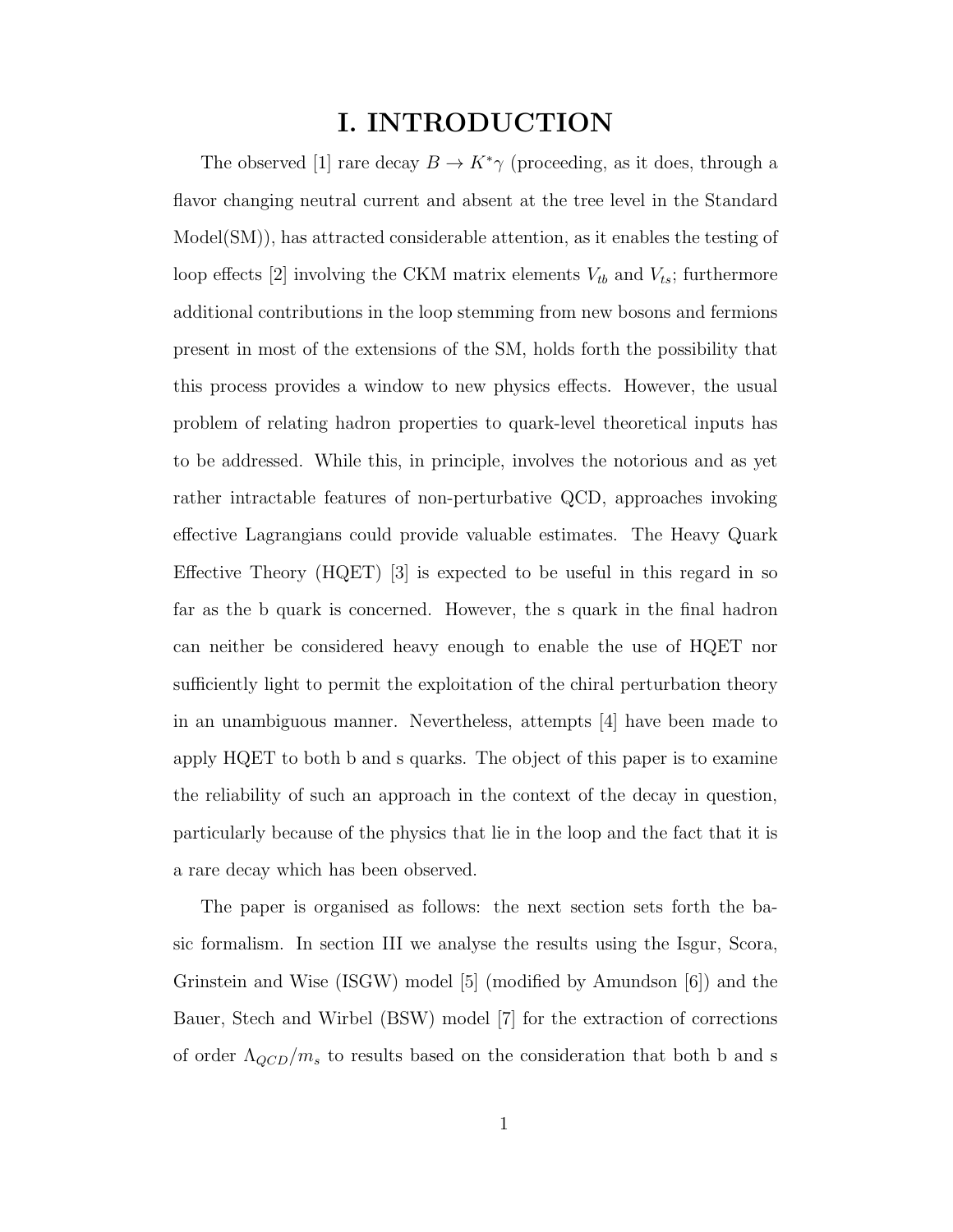# I. INTRODUCTION

The observed [1] rare decay $B \to K^*\gamma$ (proceeding, as it does, through a flavor changing neutral current and absent at the tree level in the Standard Model(SM)), has attracted considerable attention, as it enables the testing of loop effects [2] involving the CKM matrix elements $V_{tb}$ and $V_{ts}$; furthermore additional contributions in the loop stemming from new bosons and fermions present in most of the extensions of the SM, holds forth the possibility that this process provides a window to new physics effects. However, the usual problem of relating hadron properties to quark-level theoretical inputs has to be addressed. While this, in principle, involves the notorious and as yet rather intractable features of non-perturbative QCD, approaches invoking effective Lagrangians could provide valuable estimates. The Heavy Quark Effective Theory (HQET) [3] is expected to be useful in this regard in so far as the b quark is concerned. However, the s quark in the final hadron can neither be considered heavy enough to enable the use of HQET nor sufficiently light to permit the exploitation of the chiral perturbation theory in an unambiguous manner. Nevertheless, attempts [4] have been made to apply HQET to both b and s quarks. The object of this paper is to examine the reliability of such an approach in the context of the decay in question, particularly because of the physics that lie in the loop and the fact that it is a rare decay which has been observed.

The paper is organised as follows: the next section sets forth the basic formalism. In section III we analyse the results using the Isgur, Scora, Grinstein and Wise (ISGW) model [5] (modified by Amundson [6]) and the Bauer, Stech and Wirbel (BSW) model [7] for the extraction of corrections of order $\Lambda_{QCD}/m_s$ to results based on the consideration that both b and s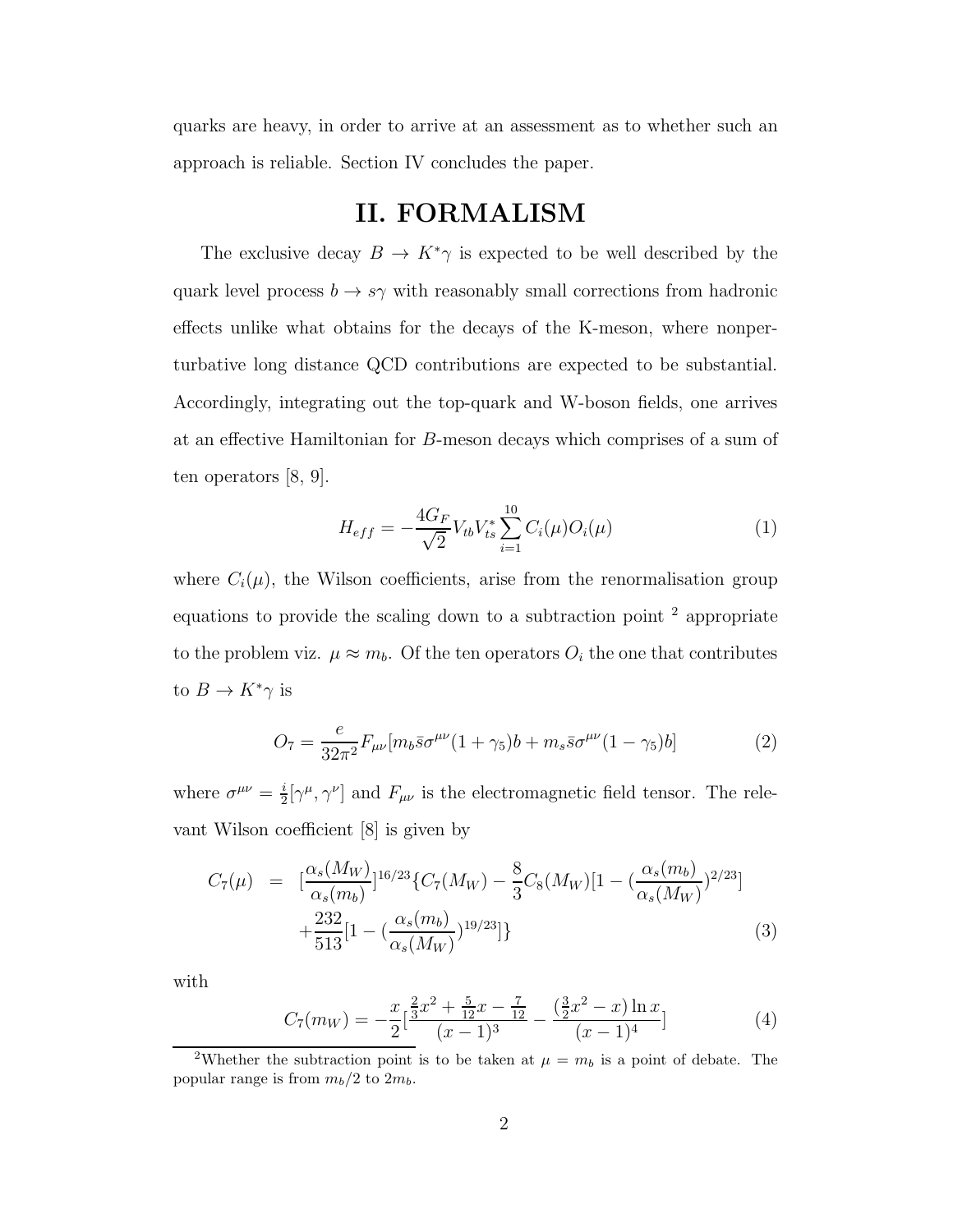quarks are heavy, in order to arrive at an assessment as to whether such an approach is reliable. Section IV concludes the paper.

## II. FORMALISM

The exclusive decay $B \to K^*\gamma$ is expected to be well described by the quark level process $b \to s\gamma$ with reasonably small corrections from hadronic effects unlike what obtains for the decays of the K-meson, where nonperturbative long distance QCD contributions are expected to be substantial. Accordingly, integrating out the top-quark and W-boson fields, one arrives at an effective Hamiltonian for $B$-meson decays which comprises of a sum of ten operators [8, 9].

$$H_{eff} = -\frac{4G_F}{\sqrt{2}} V_{tb} V_{ts}^* \sum_{i=1}^{10} C_i(\mu) O_i(\mu) \tag{1}$$

where $C_i(\mu)$, the Wilson coefficients, arise from the renormalisation group equations to provide the scaling down to a subtraction point [2] appropriate to the problem viz. $\mu \approx m_b$. Of the ten operators $O_i$ the one that contributes to $B \to K^*\gamma$ is

$$O_7 = \frac{e}{32\pi^2} F_{\mu\nu} [m_b \bar{s} \sigma^{\mu\nu} (1+\gamma_5) b + m_s \bar{s} \sigma^{\mu\nu} (1-\gamma_5) b] \tag{2}$$

where $\sigma^{\mu\nu} = \frac{i}{2}[\gamma^\mu, \gamma^\nu]$ and $F_{\mu\nu}$ is the electromagnetic field tensor. The relevant Wilson coefficient [8] is given by

$$\begin{aligned} C_7(\mu) &= [\frac{\alpha_s(M_W)}{\alpha_s(m_b)}]^{16/23} \{ C_7(M_W) - \frac{8}{3} C_8(M_W) [1 - (\frac{\alpha_s(m_b)}{\alpha_s(M_W)})^{2/23}] \\ &\quad + \frac{232}{513} [1 - (\frac{\alpha_s(m_b)}{\alpha_s(M_W)})^{19/23}] \} \end{aligned} \tag{3}$$

with

$$C_7(m_W) = -\frac{x}{2} [\frac{\frac{2}{3}x^2 + \frac{5}{12}x - \frac{7}{12}}{(x-1)^3} - \frac{(\frac{3}{2}x^2 - x)\ln x}{(x-1)^4}] \tag{4}$$

[2] Whether the subtraction point is to be taken at $\mu = m_b$ is a point of debate. The popular range is from $m_b/2$ to $2m_b$.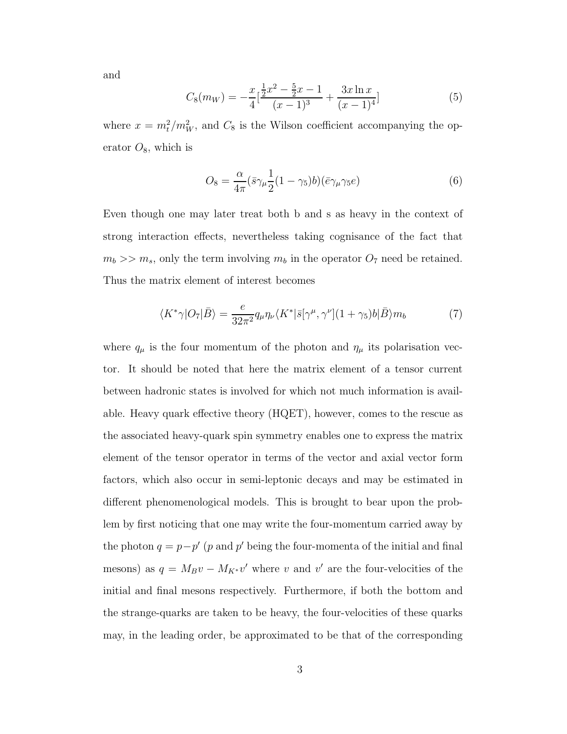and

$$C_8(m_W) = -\frac{x}{4}[\frac{\frac{1}{2}x^2 - \frac{5}{2}x - 1}{(x-1)^3} + \frac{3x \ln x}{(x-1)^4}] \tag{5}$$

where $x = m_t^2/m_W^2$, and $C_8$ is the Wilson coefficient accompanying the operator $O_8$, which is

$$O_8 = \frac{\alpha}{4\pi}(\bar{s}\gamma_\mu \frac{1}{2}(1-\gamma_5)b)(\bar{e}\gamma_\mu\gamma_5 e) \tag{6}$$

Even though one may later treat both b and s as heavy in the context of strong interaction effects, nevertheless taking cognisance of the fact that $m_b >> m_s$, only the term involving $m_b$ in the operator $O_7$ need be retained. Thus the matrix element of interest becomes

$$\langle K^*\gamma|O_7|\bar{B}\rangle = \frac{e}{32\pi^2} q_\mu \eta_\nu \langle K^*|\bar{s}[\gamma^\mu, \gamma^\nu](1+\gamma_5)b|\bar{B}\rangle m_b \tag{7}$$

where $q_\mu$ is the four momentum of the photon and $\eta_\mu$ its polarisation vector. It should be noted that here the matrix element of a tensor current between hadronic states is involved for which not much information is available. Heavy quark effective theory (HQET), however, comes to the rescue as the associated heavy-quark spin symmetry enables one to express the matrix element of the tensor operator in terms of the vector and axial vector form factors, which also occur in semi-leptonic decays and may be estimated in different phenomenological models. This is brought to bear upon the problem by first noticing that one may write the four-momentum carried away by the photon $q = p - p'$ ($p$ and $p'$ being the four-momenta of the initial and final mesons) as $q = M_B v - M_{K^*} v'$ where $v$ and $v'$ are the four-velocities of the initial and final mesons respectively. Furthermore, if both the bottom and the strange-quarks are taken to be heavy, the four-velocities of these quarks may, in the leading order, be approximated to be that of the corresponding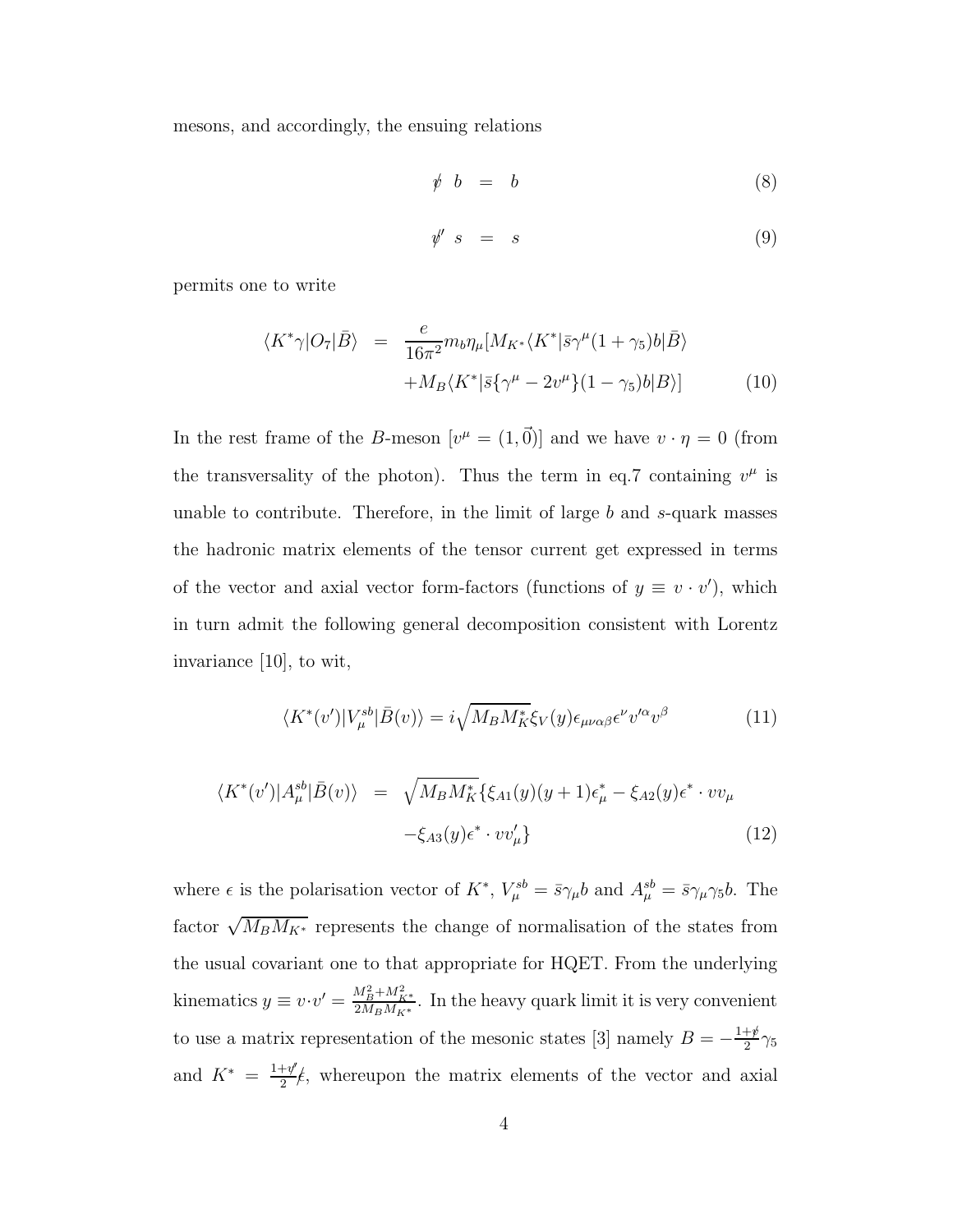mesons, and accordingly, the ensuing relations

$$\not{v} \;\; b \;\; = \;\; b \tag{8}$$

$$\not{v}' \;\; s \;\; = \;\; s \tag{9}$$

permits one to write

$$\begin{aligned}
\langle K^* \gamma | O_7 | \bar{B} \rangle \;\; &= \;\; \frac{e}{16\pi^2} m_b \eta_\mu [M_{K^*} \langle K^* | \bar{s} \gamma^\mu (1 + \gamma_5) b | \bar{B} \rangle \\
&\quad + M_B \langle K^* | \bar{s} \{ \gamma^\mu - 2 v^\mu \} (1 - \gamma_5) b | B \rangle ]
\end{aligned} \tag{10}$$

In the rest frame of the $B$-meson $[v^\mu = (1, \vec{0})]$ and we have $v \cdot \eta = 0$ (from the transversality of the photon). Thus the term in eq.7 containing $v^\mu$ is unable to contribute. Therefore, in the limit of large $b$ and $s$-quark masses the hadronic matrix elements of the tensor current get expressed in terms of the vector and axial vector form-factors (functions of $y \equiv v \cdot v'$), which in turn admit the following general decomposition consistent with Lorentz invariance [10], to wit,

$$\langle K^*(v') | V_\mu^{sb} | \bar{B}(v) \rangle = i \sqrt{M_B M_K^*} \xi_V(y) \epsilon_{\mu\nu\alpha\beta} \epsilon^\nu v'^\alpha v^\beta \tag{11}$$

$$\begin{aligned}
\langle K^*(v') | A_\mu^{sb} | \bar{B}(v) \rangle \;\; &= \;\; \sqrt{M_B M_K^*} \{ \xi_{A1}(y)(y+1) \epsilon_\mu^* - \xi_{A2}(y) \epsilon^* \cdot v v_\mu \\
&\quad - \xi_{A3}(y) \epsilon^* \cdot v v'_\mu \}
\end{aligned} \tag{12}$$

where $\epsilon$ is the polarisation vector of $K^*$, $V_\mu^{sb} = \bar{s} \gamma_\mu b$ and $A_\mu^{sb} = \bar{s} \gamma_\mu \gamma_5 b$. The factor $\sqrt{M_B M_{K^*}}$ represents the change of normalisation of the states from the usual covariant one to that appropriate for HQET. From the underlying kinematics $y \equiv v \cdot v' = \frac{M_B^2 + M_{K^*}^2}{2 M_B M_{K^*}}$. In the heavy quark limit it is very convenient to use a matrix representation of the mesonic states [3] namely $B = -\frac{1+\not{v}}{2} \gamma_5$ and $K^* = \frac{1+\not{v}'}{2} \not{\epsilon}$, whereupon the matrix elements of the vector and axial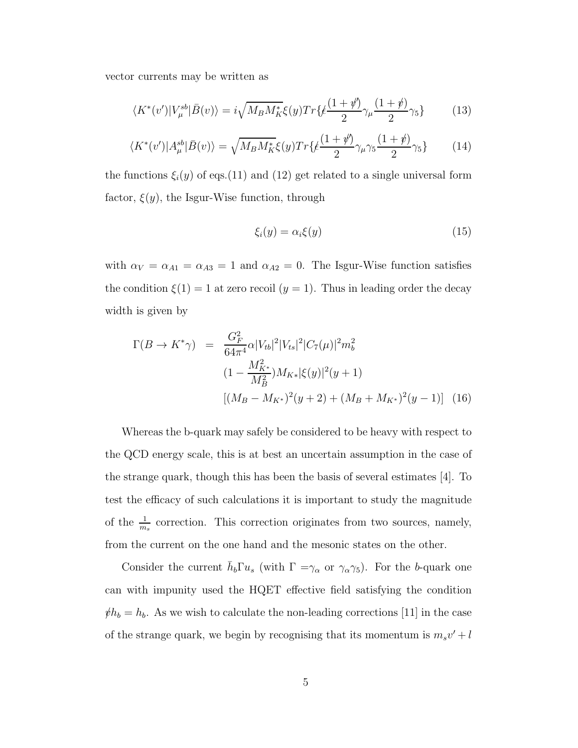vector currents may be written as

$$\langle K^*(v')|V_\mu^{sb}|\bar{B}(v)\rangle = i\sqrt{M_B M_K^*}\xi(y)Tr\{\not{\epsilon}\frac{(1+\not{v}')}{2}\gamma_\mu\frac{(1+\not{v})}{2}\gamma_5\} \tag{13}$$

$$\langle K^*(v')|A_\mu^{sb}|\bar{B}(v)\rangle = \sqrt{M_B M_K^*}\xi(y)Tr\{\not{\epsilon}\frac{(1+\not{v}')}{2}\gamma_\mu\gamma_5\frac{(1+\not{v})}{2}\gamma_5\} \tag{14}$$

the functions $\xi_i(y)$ of eqs.(11) and (12) get related to a single universal form factor, $\xi(y)$, the Isgur-Wise function, through

$$\xi_i(y) = \alpha_i \xi(y) \tag{15}$$

with $\alpha_V = \alpha_{A1} = \alpha_{A3} = 1$ and $\alpha_{A2} = 0$. The Isgur-Wise function satisfies the condition $\xi(1) = 1$ at zero recoil ($y = 1$). Thus in leading order the decay width is given by

$$\begin{aligned}
\Gamma(B \to K^*\gamma) &= \frac{G_F^2}{64\pi^4}\alpha|V_{tb}|^2|V_{ts}|^2|C_7(\mu)|^2 m_b^2 \\
&\quad (1 - \frac{M_{K^*}^2}{M_B^2})M_{K*}|\xi(y)|^2(y+1) \\
&\quad [(M_B - M_{K^*})^2(y+2) + (M_B + M_{K^*})^2(y-1)]
\end{aligned} \tag{16}$$

Whereas the b-quark may safely be considered to be heavy with respect to the QCD energy scale, this is at best an uncertain assumption in the case of the strange quark, though this has been the basis of several estimates [4]. To test the efficacy of such calculations it is important to study the magnitude of the $\frac{1}{m_s}$ correction. This correction originates from two sources, namely, from the current on the one hand and the mesonic states on the other.

Consider the current $\bar{h}_b \Gamma u_s$ (with $\Gamma = \gamma_\alpha$ or $\gamma_\alpha\gamma_5$). For the $b$-quark one can with impunity used the HQET effective field satisfying the condition $\not{v} h_b = h_b$. As we wish to calculate the non-leading corrections [11] in the case of the strange quark, we begin by recognising that its momentum is $m_s v' + l$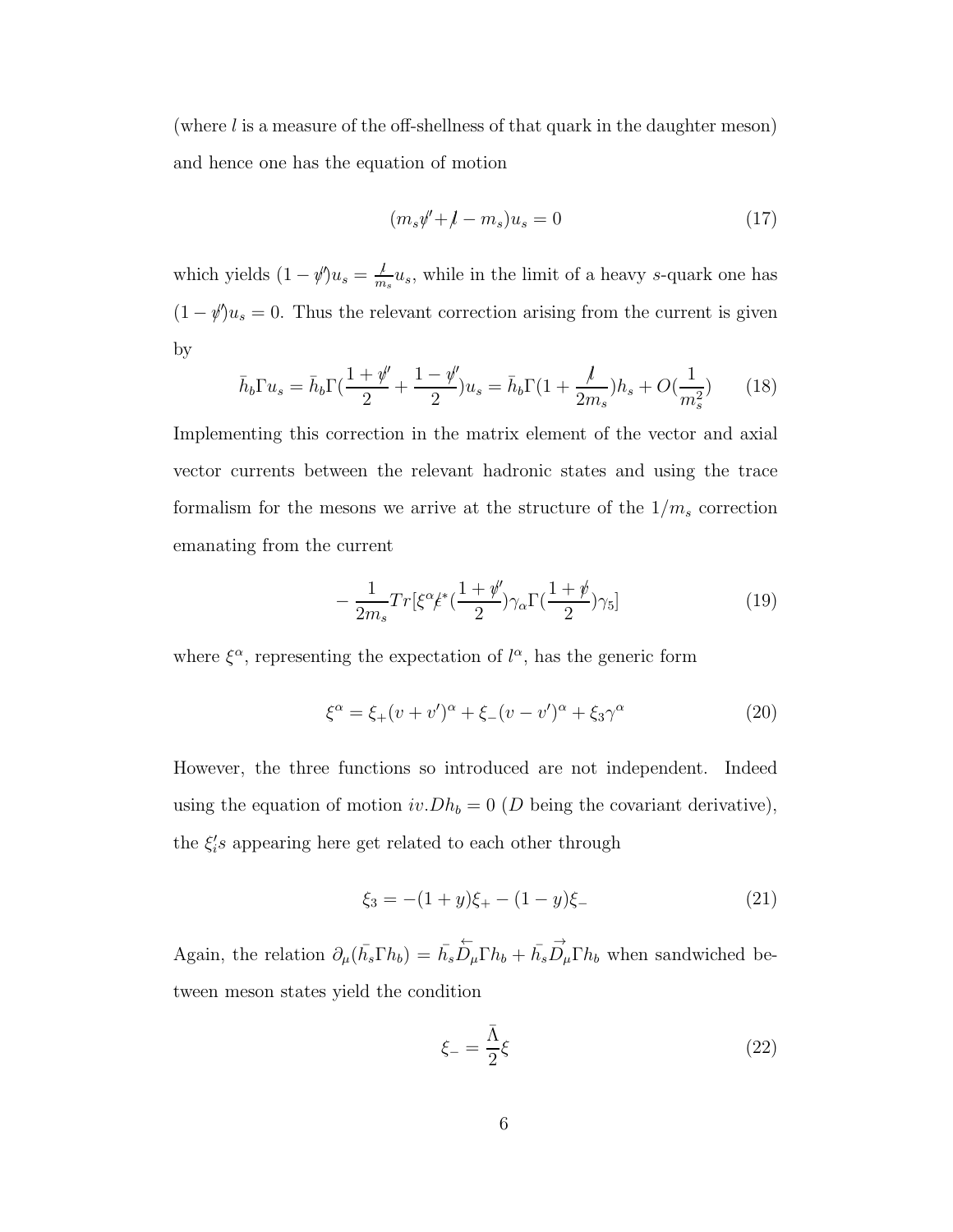(where $l$ is a measure of the off-shellness of that quark in the daughter meson) and hence one has the equation of motion

$$(m_s \not{v}' + \not{l} - m_s) u_s = 0 \tag{17}$$

which yields $(1 - \not{v}')u_s = \frac{\not{l}}{m_s} u_s$, while in the limit of a heavy $s$-quark one has $(1 - \not{v}')u_s = 0$. Thus the relevant correction arising from the current is given by

$$\bar{h}_b \Gamma u_s = \bar{h}_b \Gamma (\frac{1 + \not{v}'}{2} + \frac{1 - \not{v}'}{2}) u_s = \bar{h}_b \Gamma (1 + \frac{\not{l}}{2m_s}) h_s + O(\frac{1}{m_s^2}) \tag{18}$$

Implementing this correction in the matrix element of the vector and axial vector currents between the relevant hadronic states and using the trace formalism for the mesons we arrive at the structure of the $1/m_s$ correction emanating from the current

$$-\frac{1}{2m_s} Tr[\xi^\alpha \not{\epsilon}^* (\frac{1 + \not{v}'}{2}) \gamma_\alpha \Gamma (\frac{1 + \not{v}}{2}) \gamma_5] \tag{19}$$

where $\xi^\alpha$, representing the expectation of $l^\alpha$, has the generic form

$$\xi^\alpha = \xi_+ (v + v')^\alpha + \xi_- (v - v')^\alpha + \xi_3 \gamma^\alpha \tag{20}$$

However, the three functions so introduced are not independent. Indeed using the equation of motion $iv.Dh_b = 0$ ($D$ being the covariant derivative), the $\xi_i' s$ appearing here get related to each other through

$$\xi_3 = -(1 + y)\xi_+ - (1 - y)\xi_- \tag{21}$$

Again, the relation $\partial_\mu (\bar{h}_s \Gamma h_b) = \bar{h}_s \overleftarrow{D}_\mu \Gamma h_b + \bar{h}_s \overrightarrow{D}_\mu \Gamma h_b$ when sandwiched between meson states yield the condition

$$\xi_- = \frac{\bar{\Lambda}}{2} \xi \tag{22}$$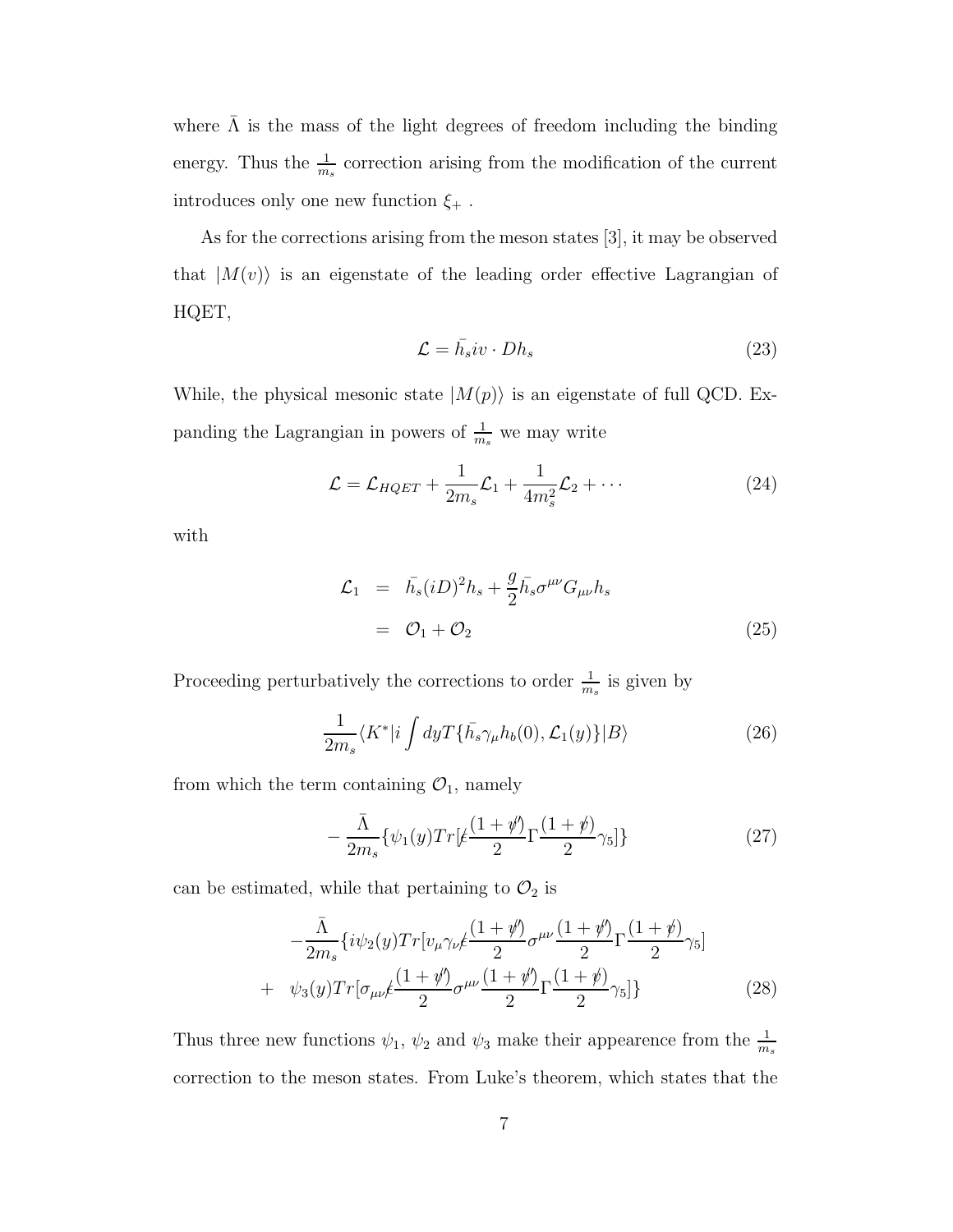where $\bar{\Lambda}$ is the mass of the light degrees of freedom including the binding energy. Thus the $\frac{1}{m_s}$ correction arising from the modification of the current introduces only one new function $\xi_+$ .

As for the corrections arising from the meson states [3], it may be observed that $|M(v)\rangle$ is an eigenstate of the leading order effective Lagrangian of HQET,

$$\mathcal{L} = \bar{h_s} iv \cdot D h_s \tag{23}$$

While, the physical mesonic state $|M(p)\rangle$ is an eigenstate of full QCD. Expanding the Lagrangian in powers of $\frac{1}{m_s}$ we may write

$$\mathcal{L} = \mathcal{L}_{HQET} + \frac{1}{2m_s}\mathcal{L}_1 + \frac{1}{4m_s^2}\mathcal{L}_2 + \cdots \tag{24}$$

with

$$\begin{aligned}
\mathcal{L}_1 &= \bar{h_s}(iD)^2 h_s + \frac{g}{2}\bar{h_s}\sigma^{\mu\nu}G_{\mu\nu}h_s \\
&= \mathcal{O}_1 + \mathcal{O}_2
\end{aligned} \tag{25}$$

Proceeding perturbatively the corrections to order $\frac{1}{m_s}$ is given by

$$\frac{1}{2m_s}\langle K^*|i\int dy T\{\bar{h_s}\gamma_\mu h_b(0), \mathcal{L}_1(y)\}|B\rangle \tag{26}$$

from which the term containing $\mathcal{O}_1$, namely

$$-\frac{\bar{\Lambda}}{2m_s}\{\psi_1(y) Tr[\not{\epsilon}\frac{(1+\not{v}')}{2}\Gamma\frac{(1+\not{v})}{2}\gamma_5]\} \tag{27}$$

can be estimated, while that pertaining to $\mathcal{O}_2$ is

$$\begin{aligned}
&-\frac{\bar{\Lambda}}{2m_s}\{i\psi_2(y) Tr[v_\mu\gamma_\nu\not{\epsilon}\frac{(1+\not{v}')}{2}\sigma^{\mu\nu}\frac{(1+\not{v}')}{2}\Gamma\frac{(1+\not{v})}{2}\gamma_5] \\
&+ \psi_3(y) Tr[\sigma_{\mu\nu}\not{\epsilon}\frac{(1+\not{v}')}{2}\sigma^{\mu\nu}\frac{(1+\not{v}')}{2}\Gamma\frac{(1+\not{v})}{2}\gamma_5]\}
\end{aligned} \tag{28}$$

Thus three new functions $\psi_1$, $\psi_2$ and $\psi_3$ make their appearence from the $\frac{1}{m_s}$ correction to the meson states. From Luke's theorem, which states that the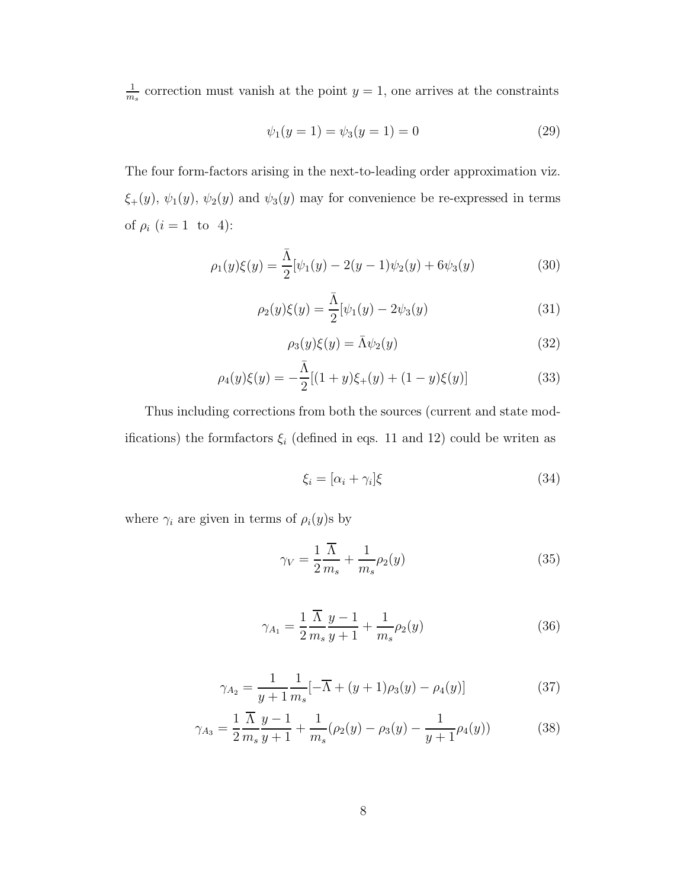$\frac{1}{m_s}$ correction must vanish at the point $y = 1$, one arrives at the constraints

$$\psi_1(y = 1) = \psi_3(y = 1) = 0 \tag{29}$$

The four form-factors arising in the next-to-leading order approximation viz. $\xi_+(y)$, $\psi_1(y)$, $\psi_2(y)$ and $\psi_3(y)$ may for convenience be re-expressed in terms of $\rho_i$ ($i = 1$ to $4$):

$$\rho_1(y)\xi(y) = \frac{\bar{\Lambda}}{2}[\psi_1(y) - 2(y-1)\psi_2(y) + 6\psi_3(y) \tag{30}$$

$$\rho_2(y)\xi(y) = \frac{\bar{\Lambda}}{2}[\psi_1(y) - 2\psi_3(y) \tag{31}$$

$$\rho_3(y)\xi(y) = \bar{\Lambda}\psi_2(y) \tag{32}$$

$$\rho_4(y)\xi(y) = -\frac{\bar{\Lambda}}{2}[(1+y)\xi_+(y) + (1-y)\xi(y)] \tag{33}$$

Thus including corrections from both the sources (current and state modifications) the formfactors $\xi_i$ (defined in eqs. 11 and 12) could be writen as

$$\xi_i = [\alpha_i + \gamma_i]\xi \tag{34}$$

where $\gamma_i$ are given in terms of $\rho_i(y)$s by

$$\gamma_V = \frac{1}{2}\frac{\overline{\Lambda}}{m_s} + \frac{1}{m_s}\rho_2(y) \tag{35}$$

$$\gamma_{A_1} = \frac{1}{2}\frac{\overline{\Lambda}}{m_s}\frac{y-1}{y+1} + \frac{1}{m_s}\rho_2(y) \tag{36}$$

$$\gamma_{A_2} = \frac{1}{y+1}\frac{1}{m_s}[-\overline{\Lambda} + (y+1)\rho_3(y) - \rho_4(y)] \tag{37}$$

$$\gamma_{A_3} = \frac{1}{2}\frac{\overline{\Lambda}}{m_s}\frac{y-1}{y+1} + \frac{1}{m_s}(\rho_2(y) - \rho_3(y) - \frac{1}{y+1}\rho_4(y)) \tag{38}$$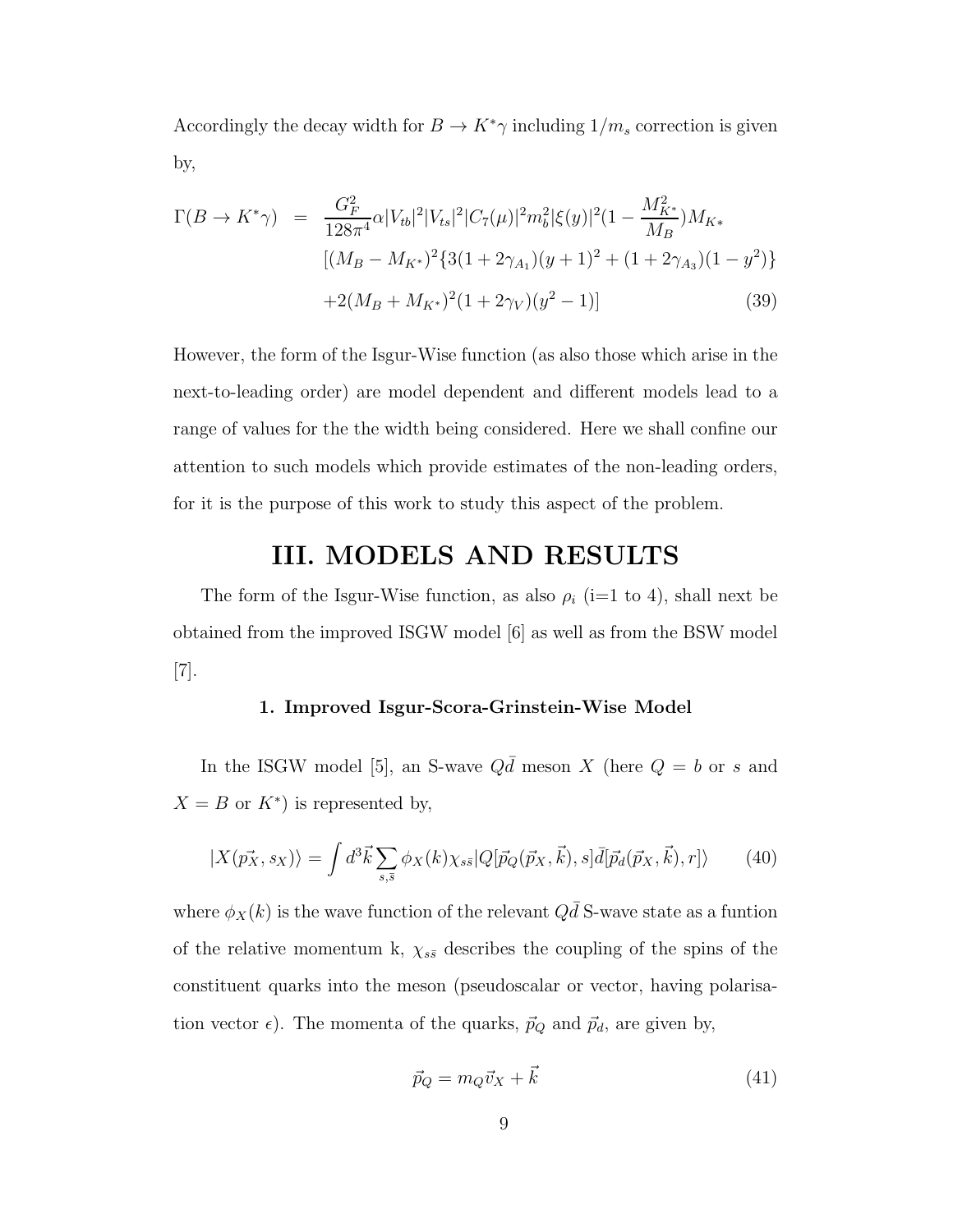Accordingly the decay width for $B \to K^*\gamma$ including $1/m_s$ correction is given by,

$$
\begin{aligned}
\Gamma(B \to K^*\gamma) &= \frac{G_F^2}{128\pi^4}\alpha|V_{tb}|^2|V_{ts}|^2|C_7(\mu)|^2 m_b^2|\xi(y)|^2(1-\frac{M_{K^*}^2}{M_B})M_{K*} \\
&\quad [(M_B - M_{K^*})^2\{3(1+2\gamma_{A_1})(y+1)^2 + (1+2\gamma_{A_3})(1-y^2)\} \\
&\quad +2(M_B + M_{K^*})^2(1+2\gamma_V)(y^2-1)]
\end{aligned} \tag{39}
$$

However, the form of the Isgur-Wise function (as also those which arise in the next-to-leading order) are model dependent and different models lead to a range of values for the the width being considered. Here we shall confine our attention to such models which provide estimates of the non-leading orders, for it is the purpose of this work to study this aspect of the problem.

# III. MODELS AND RESULTS

The form of the Isgur-Wise function, as also $\rho_i$ (i=1 to 4), shall next be obtained from the improved ISGW model [6] as well as from the BSW model [7].

### 1. Improved Isgur-Scora-Grinstein-Wise Model

In the ISGW model [5], an S-wave $Q\bar{d}$ meson $X$ (here $Q = b$ or $s$ and $X = B$ or $K^*$) is represented by,

$$
|X(\vec{p_X}, s_X)\rangle = \int d^3\vec{k} \sum_{s,\bar{s}} \phi_X(k)\chi_{s\bar{s}}|Q[\vec{p}_Q(\vec{p}_X, \vec{k}), s]\bar{d}[\vec{p}_d(\vec{p}_X, \vec{k}), r]\rangle \tag{40}
$$

where $\phi_X(k)$ is the wave function of the relevant $Q\bar{d}$ S-wave state as a funtion of the relative momentum k, $\chi_{s\bar{s}}$ describes the coupling of the spins of the constituent quarks into the meson (pseudoscalar or vector, having polarisation vector $\epsilon$). The momenta of the quarks, $\vec{p}_Q$ and $\vec{p}_d$, are given by,

$$
\vec{p}_Q = m_Q\vec{v}_X + \vec{k} \tag{41}
$$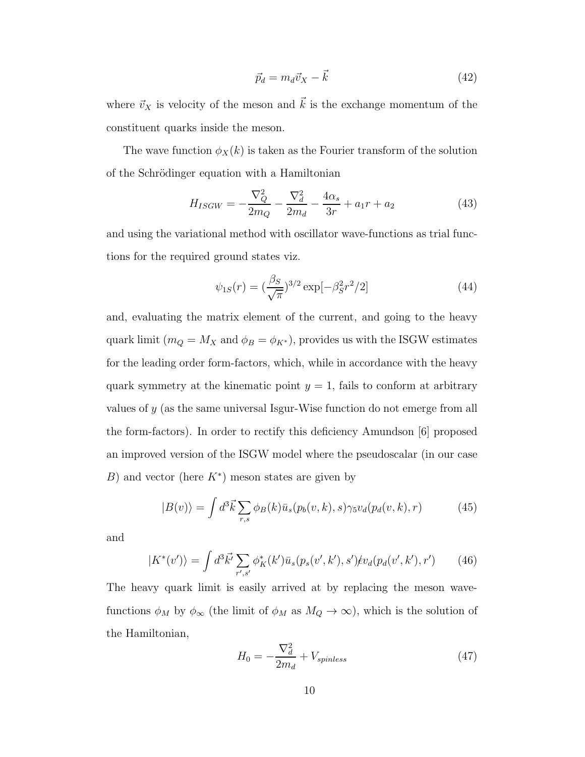$$\vec{p}_d = m_d \vec{v}_X - \vec{k} \tag{42}$$

where $\vec{v}_X$ is velocity of the meson and $\vec{k}$ is the exchange momentum of the constituent quarks inside the meson.

The wave function $\phi_X(k)$ is taken as the Fourier transform of the solution of the Schrödinger equation with a Hamiltonian

$$H_{ISGW} = -\frac{\nabla_Q^2}{2m_Q} - \frac{\nabla_d^2}{2m_d} - \frac{4\alpha_s}{3r} + a_1 r + a_2 \tag{43}$$

and using the variational method with oscillator wave-functions as trial functions for the required ground states viz.

$$\psi_{1S}(r) = (\frac{\beta_S}{\sqrt{\pi}})^{3/2} \exp[-\beta_S^2 r^2/2] \tag{44}$$

and, evaluating the matrix element of the current, and going to the heavy quark limit ($m_Q = M_X$ and $\phi_B = \phi_{K^*}$), provides us with the ISGW estimates for the leading order form-factors, which, while in accordance with the heavy quark symmetry at the kinematic point $y = 1$, fails to conform at arbitrary values of $y$ (as the same universal Isgur-Wise function do not emerge from all the form-factors). In order to rectify this deficiency Amundson [6] proposed an improved version of the ISGW model where the pseudoscalar (in our case $B$) and vector (here $K^*$) meson states are given by

$$|B(v)\rangle = \int d^3\vec{k} \sum_{r,s} \phi_B(k) \bar{u}_s(p_b(v,k),s) \gamma_5 v_d(p_d(v,k),r) \tag{45}$$

and

$$|K^*(v')\rangle = \int d^3\vec{k'} \sum_{r',s'} \phi_K^*(k') \bar{u}_s(p_s(v',k'),s') \not{\epsilon} v_d(p_d(v',k'),r') \tag{46}$$

The heavy quark limit is easily arrived at by replacing the meson wave-functions $\phi_M$ by $\phi_\infty$ (the limit of $\phi_M$ as $M_Q \to \infty$), which is the solution of the Hamiltonian,

$$H_0 = -\frac{\nabla_d^2}{2m_d} + V_{spinless} \tag{47}$$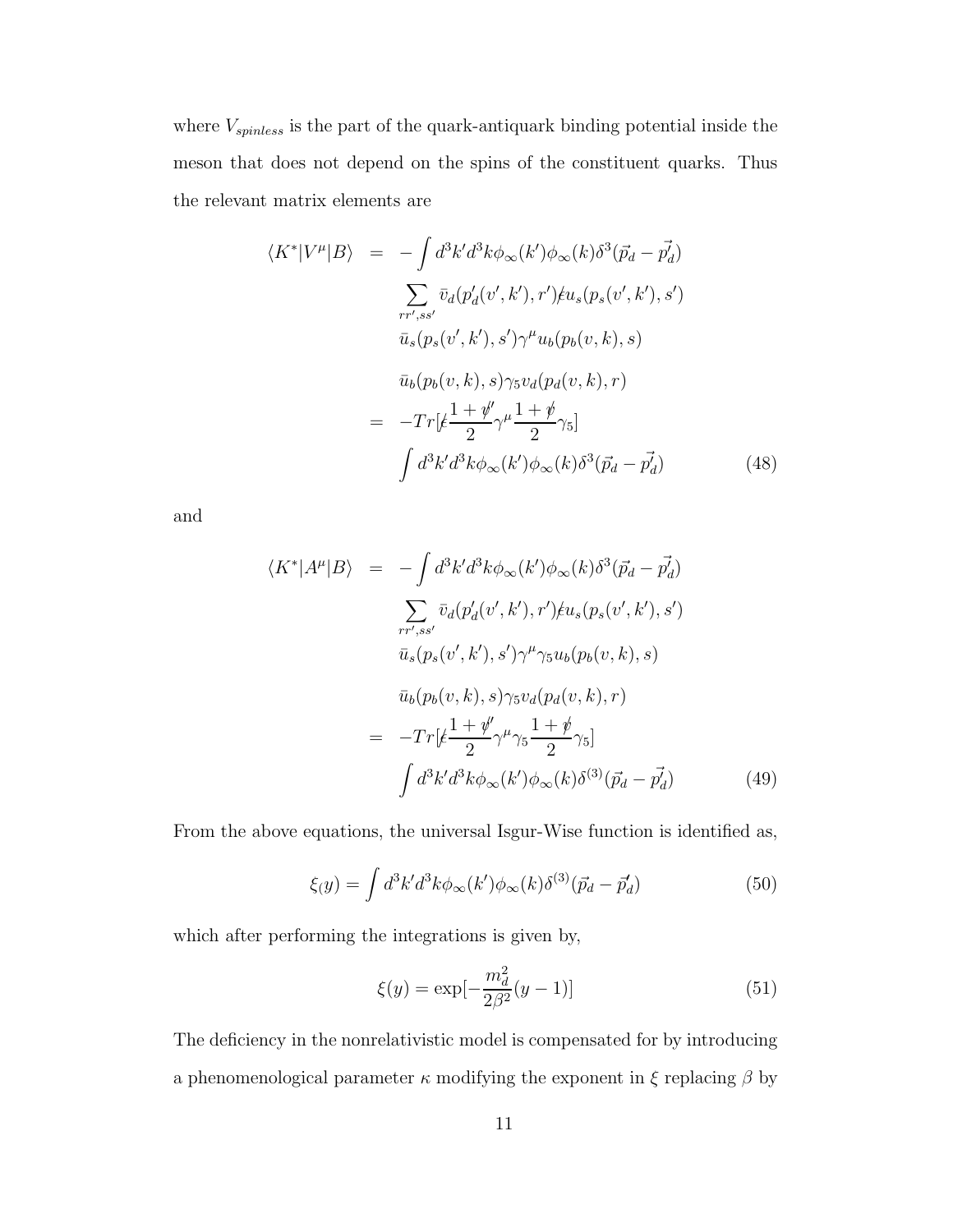where $V_{spinless}$ is the part of the quark-antiquark binding potential inside the meson that does not depend on the spins of the constituent quarks. Thus the relevant matrix elements are

$$
\begin{aligned}
\langle K^*|V^\mu|B\rangle &= -\int d^3k' d^3k \phi_\infty(k')\phi_\infty(k)\delta^3(\vec{p}_d - \vec{p'_d}) \\
&\quad \sum_{rr',ss'} \bar{v}_d(p'_d(v',k'),r')\not{\epsilon} u_s(p_s(v',k'),s') \\
&\quad \bar{u}_s(p_s(v',k'),s')\gamma^\mu u_b(p_b(v,k),s) \\
&\quad \bar{u}_b(p_b(v,k),s)\gamma_5 v_d(p_d(v,k),r) \\
&= -Tr[\not{\epsilon}\frac{1+\not{v}'}{2}\gamma^\mu \frac{1+\not{v}}{2}\gamma_5] \\
&\quad \int d^3k' d^3k \phi_\infty(k')\phi_\infty(k)\delta^3(\vec{p}_d - \vec{p'_d}) \qquad (48)
\end{aligned}
$$

and

$$
\begin{aligned}
\langle K^*|A^\mu|B\rangle &= -\int d^3k' d^3k \phi_\infty(k')\phi_\infty(k)\delta^3(\vec{p}_d - \vec{p'_d}) \\
&\quad \sum_{rr',ss'} \bar{v}_d(p'_d(v',k'),r')\not{\epsilon} u_s(p_s(v',k'),s') \\
&\quad \bar{u}_s(p_s(v',k'),s')\gamma^\mu\gamma_5 u_b(p_b(v,k),s) \\
&\quad \bar{u}_b(p_b(v,k),s)\gamma_5 v_d(p_d(v,k),r) \\
&= -Tr[\not{\epsilon}\frac{1+\not{v}'}{2}\gamma^\mu\gamma_5 \frac{1+\not{v}}{2}\gamma_5] \\
&\quad \int d^3k' d^3k \phi_\infty(k')\phi_\infty(k)\delta^{(3)}(\vec{p}_d - \vec{p'_d}) \qquad (49)
\end{aligned}
$$

From the above equations, the universal Isgur-Wise function is identified as,

$$
\xi_(y) = \int d^3k' d^3k \phi_\infty(k')\phi_\infty(k)\delta^{(3)}(\vec{p}_d - \vec{p}'_d) \qquad (50)
$$

which after performing the integrations is given by,

$$
\xi(y) = \exp[-\frac{m_d^2}{2\beta^2}(y-1)] \qquad (51)
$$

The deficiency in the nonrelativistic model is compensated for by introducing a phenomenological parameter $\kappa$ modifying the exponent in $\xi$ replacing $\beta$ by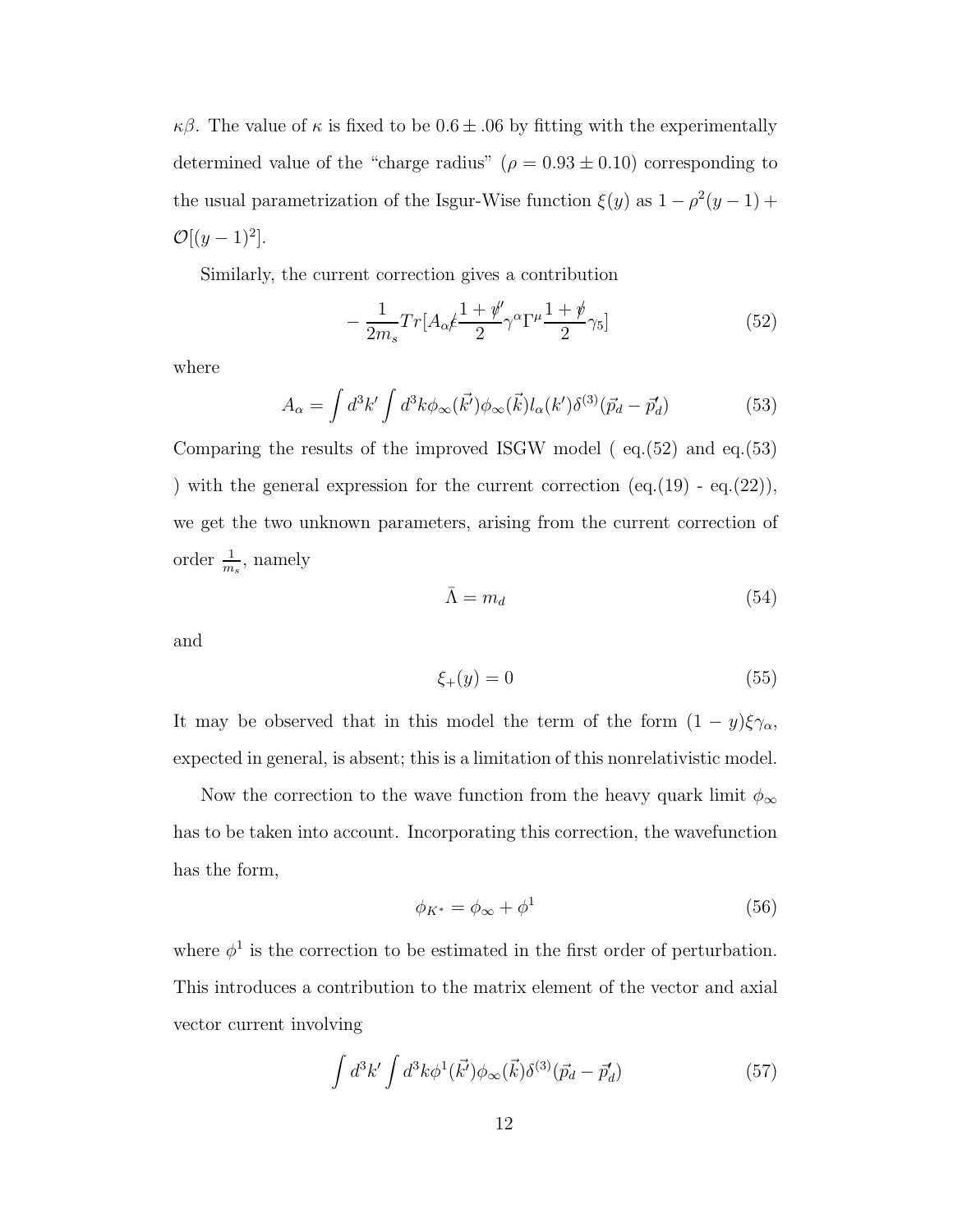$\kappa\beta$. The value of $\kappa$ is fixed to be $0.6 \pm .06$ by fitting with the experimentally determined value of the "charge radius" ($\rho = 0.93 \pm 0.10$) corresponding to the usual parametrization of the Isgur-Wise function $\xi(y)$ as $1 - \rho^2(y-1) + \mathcal{O}[(y-1)^2]$.

Similarly, the current correction gives a contribution

$$-\frac{1}{2m_s} Tr[A_\alpha \not{\epsilon} \frac{1+\not{v}'}{2} \gamma^\alpha \Gamma^\mu \frac{1+\not{v}}{2} \gamma_5] \tag{52}$$

where

$$A_\alpha = \int d^3k' \int d^3k \phi_\infty(\vec{k'}) \phi_\infty(\vec{k}) l_\alpha(k') \delta^{(3)}(\vec{p}_d - \vec{p}'_d) \tag{53}$$

Comparing the results of the improved ISGW model ( eq.(52) and eq.(53) ) with the general expression for the current correction (eq.(19) - eq.(22)), we get the two unknown parameters, arising from the current correction of order $\frac{1}{m_s}$, namely

$$\bar{\Lambda} = m_d \tag{54}$$

and

$$\xi_+(y) = 0 \tag{55}$$

It may be observed that in this model the term of the form $(1-y)\xi\gamma_\alpha$, expected in general, is absent; this is a limitation of this nonrelativistic model.

Now the correction to the wave function from the heavy quark limit $\phi_\infty$ has to be taken into account. Incorporating this correction, the wavefunction has the form,

$$\phi_{K^*} = \phi_\infty + \phi^1 \tag{56}$$

where $\phi^1$ is the correction to be estimated in the first order of perturbation. This introduces a contribution to the matrix element of the vector and axial vector current involving

$$\int d^3k' \int d^3k \phi^1(\vec{k'}) \phi_\infty(\vec{k}) \delta^{(3)}(\vec{p}_d - \vec{p}'_d) \tag{57}$$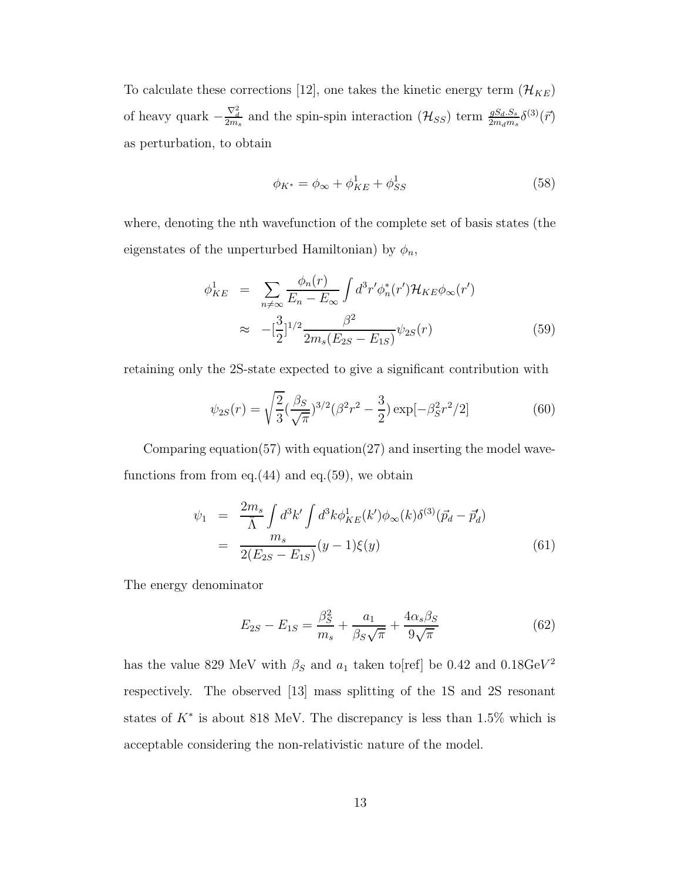To calculate these corrections [12], one takes the kinetic energy term ($\mathcal{H}_{KE}$) of heavy quark $-\frac{\nabla_d^2}{2m_s}$ and the spin-spin interaction ($\mathcal{H}_{SS}$) term $\frac{gS_d.S_s}{2m_d m_s}\delta^{(3)}(\vec{r})$ as perturbation, to obtain

$$\phi_{K^*} = \phi_\infty + \phi_{KE}^1 + \phi_{SS}^1 \tag{58}$$

where, denoting the nth wavefunction of the complete set of basis states (the eigenstates of the unperturbed Hamiltonian) by $\phi_n$,

$$\begin{aligned}
\phi_{KE}^1 &= \sum_{n\neq\infty} \frac{\phi_n(r)}{E_n - E_\infty} \int d^3r' \phi_n^*(r') \mathcal{H}_{KE} \phi_\infty(r') \\
&\approx -[\frac{3}{2}]^{1/2} \frac{\beta^2}{2m_s(E_{2S} - E_{1S})} \psi_{2S}(r)
\end{aligned} \tag{59}$$

retaining only the 2S-state expected to give a significant contribution with

$$\psi_{2S}(r) = \sqrt{\frac{2}{3}} (\frac{\beta_S}{\sqrt{\pi}})^{3/2} (\beta^2 r^2 - \frac{3}{2}) \exp[-\beta_S^2 r^2/2] \tag{60}$$

Comparing equation(57) with equation(27) and inserting the model wavefunctions from from eq.(44) and eq.(59), we obtain

$$\begin{aligned}
\psi_1 &= \frac{2m_s}{\Lambda} \int d^3k' \int d^3k \phi_{KE}^1(k') \phi_\infty(k) \delta^{(3)}(\vec{p}_d - \vec{p}_d') \\
&= \frac{m_s}{2(E_{2S} - E_{1S})} (y-1) \xi(y)
\end{aligned} \tag{61}$$

The energy denominator

$$E_{2S} - E_{1S} = \frac{\beta_S^2}{m_s} + \frac{a_1}{\beta_S \sqrt{\pi}} + \frac{4\alpha_s \beta_S}{9\sqrt{\pi}} \tag{62}$$

has the value 829 MeV with $\beta_S$ and $a_1$ taken to[ref] be 0.42 and 0.18GeV$^2$ respectively. The observed [13] mass splitting of the 1S and 2S resonant states of $K^*$ is about 818 MeV. The discrepancy is less than 1.5% which is acceptable considering the non-relativistic nature of the model.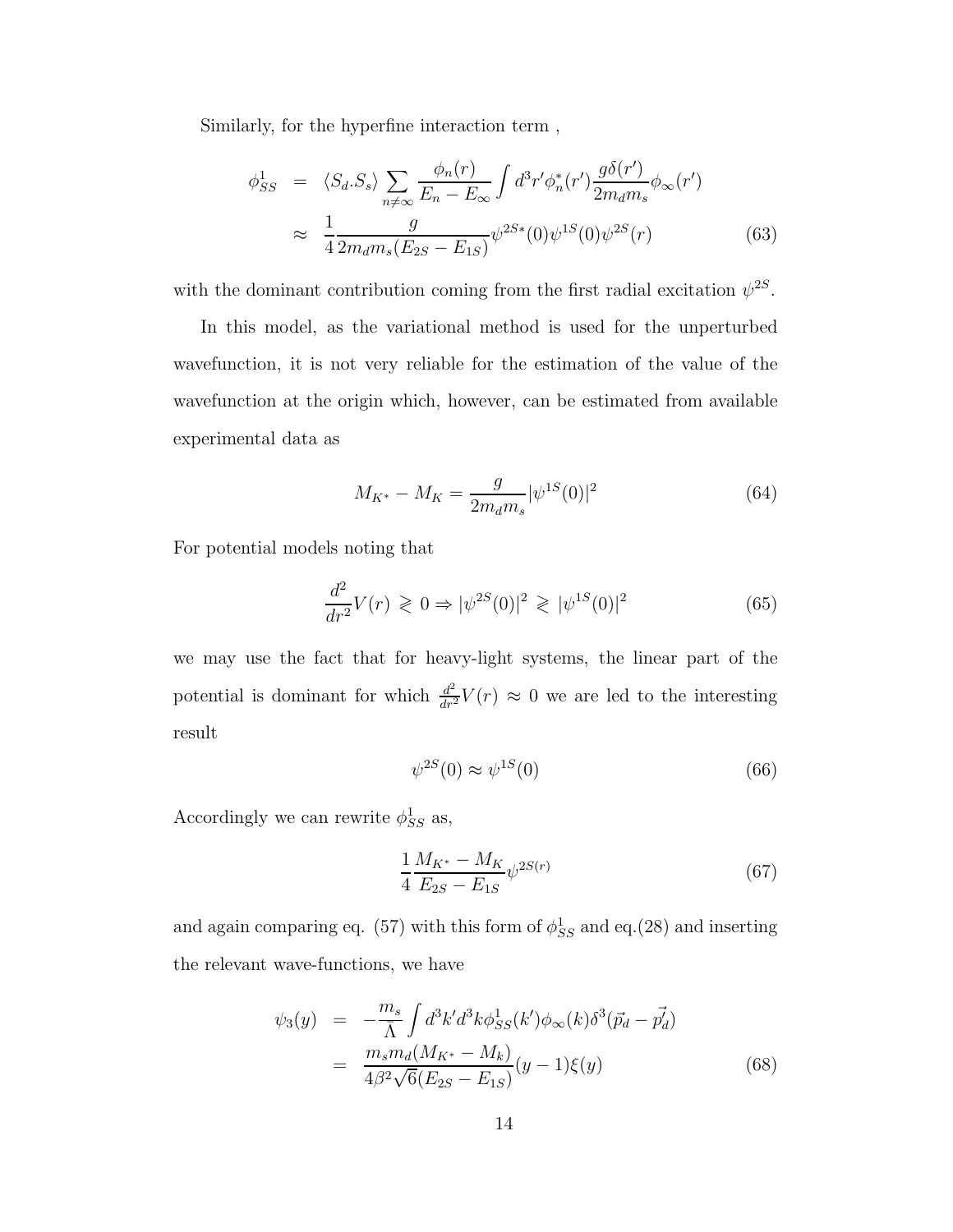Similarly, for the hyperfine interaction term ,

$$
\begin{aligned}
\phi^1_{SS} &= \langle S_d.S_s\rangle \sum_{n\neq\infty} \frac{\phi_n(r)}{E_n - E_\infty} \int d^3r' \phi^*_n(r') \frac{g\delta(r')}{2m_d m_s} \phi_\infty(r') \\
&\approx \frac{1}{4} \frac{g}{2m_d m_s (E_{2S} - E_{1S})} \psi^{2S*}(0)\psi^{1S}(0)\psi^{2S}(r)
\end{aligned} \tag{63}
$$

with the dominant contribution coming from the first radial excitation $\psi^{2S}$.

In this model, as the variational method is used for the unperturbed wavefunction, it is not very reliable for the estimation of the value of the wavefunction at the origin which, however, can be estimated from available experimental data as

$$
M_{K^*} - M_K = \frac{g}{2m_d m_s} |\psi^{1S}(0)|^2 \tag{64}
$$

For potential models noting that

$$
\frac{d^2}{dr^2} V(r) \gtrless 0 \Rightarrow |\psi^{2S}(0)|^2 \gtrless |\psi^{1S}(0)|^2 \tag{65}
$$

we may use the fact that for heavy-light systems, the linear part of the potential is dominant for which $\frac{d^2}{dr^2}V(r) \approx 0$ we are led to the interesting result

$$
\psi^{2S}(0) \approx \psi^{1S}(0) \tag{66}
$$

Accordingly we can rewrite $\phi^1_{SS}$ as,

$$
\frac{1}{4} \frac{M_{K^*} - M_K}{E_{2S} - E_{1S}} \psi^{2S(r)} \tag{67}
$$

and again comparing eq. (57) with this form of $\phi^1_{SS}$ and eq.(28) and inserting the relevant wave-functions, we have

$$
\begin{aligned}
\psi_3(y) &= -\frac{m_s}{\bar{\Lambda}} \int d^3k' d^3k \phi^1_{SS}(k') \phi_\infty(k) \delta^3(\vec{p}_d - \vec{p'_d}) \\
&= \frac{m_s m_d (M_{K^*} - M_k)}{4\beta^2\sqrt{6}(E_{2S} - E_{1S})} (y-1)\xi(y)
\end{aligned} \tag{68}
$$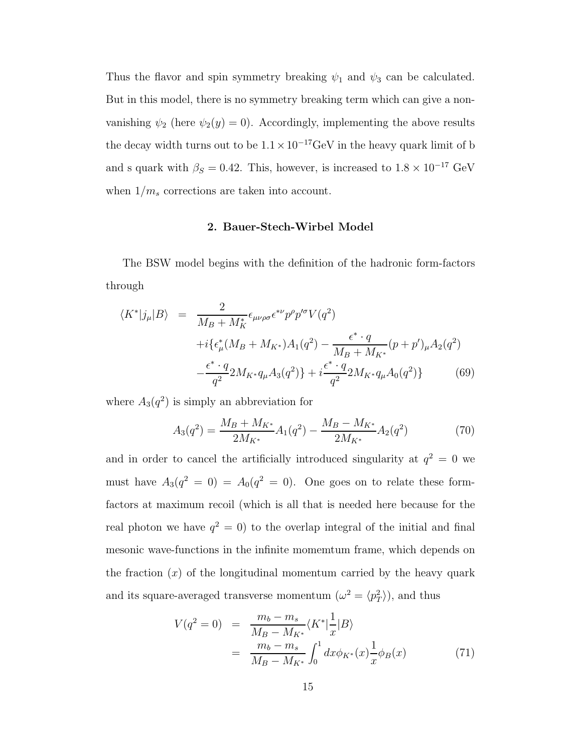Thus the flavor and spin symmetry breaking $\psi_1$ and $\psi_3$ can be calculated. But in this model, there is no symmetry breaking term which can give a non-vanishing $\psi_2$ (here $\psi_2(y) = 0$). Accordingly, implementing the above results the decay width turns out to be $1.1 \times 10^{-17}$GeV in the heavy quark limit of b and s quark with $\beta_S = 0.42$. This, however, is increased to $1.8 \times 10^{-17}$ GeV when $1/m_s$ corrections are taken into account.

### 2. Bauer-Stech-Wirbel Model

The BSW model begins with the definition of the hadronic form-factors through

$$
\begin{aligned}
\langle K^*|j_\mu|B\rangle &= \frac{2}{M_B + M_K^*}\epsilon_{\mu\nu\rho\sigma}\epsilon^{*\nu}p^\rho p'^\sigma V(q^2) \\
&\quad + i\{\epsilon^*_\mu(M_B + M_{K^*})A_1(q^2) - \frac{\epsilon^* \cdot q}{M_B + M_{K^*}}(p + p')_\mu A_2(q^2) \\
&\quad - \frac{\epsilon^* \cdot q}{q^2}2M_{K^*}q_\mu A_3(q^2)\} + i\frac{\epsilon^* \cdot q}{q^2}2M_{K^*}q_\mu A_0(q^2)\} \qquad (69)
\end{aligned}
$$

where $A_3(q^2)$ is simply an abbreviation for

$$
A_3(q^2) = \frac{M_B + M_{K^*}}{2M_{K^*}}A_1(q^2) - \frac{M_B - M_{K^*}}{2M_{K^*}}A_2(q^2) \qquad (70)
$$

and in order to cancel the artificially introduced singularity at $q^2 = 0$ we must have $A_3(q^2 = 0) = A_0(q^2 = 0)$. One goes on to relate these form-factors at maximum recoil (which is all that is needed here because for the real photon we have $q^2 = 0$) to the overlap integral of the initial and final mesonic wave-functions in the infinite momemtum frame, which depends on the fraction ($x$) of the longitudinal momentum carried by the heavy quark and its square-averaged transverse momentum ($\omega^2 = \langle p_T^2\rangle$), and thus

$$
\begin{aligned}
V(q^2 = 0) &= \frac{m_b - m_s}{M_B - M_{K^*}}\langle K^*|\frac{1}{x}|B\rangle \\
&= \frac{m_b - m_s}{M_B - M_{K^*}}\int_0^1 dx\phi_{K^*}(x)\frac{1}{x}\phi_B(x) \qquad (71)
\end{aligned}
$$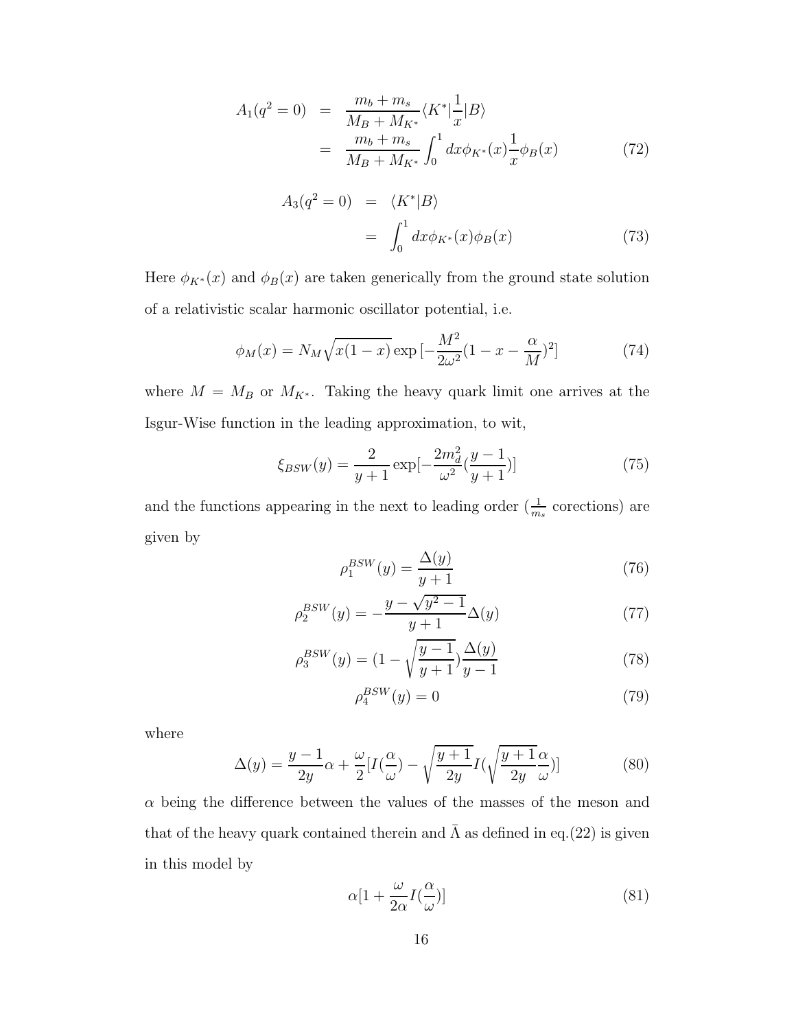$$
\begin{aligned}
A_1(q^2=0) &= \frac{m_b+m_s}{M_B+M_{K^*}}\langle K^*|\frac{1}{x}|B\rangle \\
&= \frac{m_b+m_s}{M_B+M_{K^*}}\int_0^1 dx\phi_{K^*}(x)\frac{1}{x}\phi_B(x)
\end{aligned} \tag{72}
$$

$$
\begin{aligned}
A_3(q^2=0) &= \langle K^*|B\rangle \\
&= \int_0^1 dx\phi_{K^*}(x)\phi_B(x)
\end{aligned} \tag{73}
$$

Here $\phi_{K^*}(x)$ and $\phi_B(x)$ are taken generically from the ground state solution of a relativistic scalar harmonic oscillator potential, i.e.

$$
\phi_M(x) = N_M\sqrt{x(1-x)}\exp\left[-\frac{M^2}{2\omega^2}(1-x-\frac{\alpha}{M})^2\right] \tag{74}
$$

where $M = M_B$ or $M_{K^*}$. Taking the heavy quark limit one arrives at the Isgur-Wise function in the leading approximation, to wit,

$$
\xi_{BSW}(y) = \frac{2}{y+1}\exp\left[-\frac{2m_d^2}{\omega^2}(\frac{y-1}{y+1})\right] \tag{75}
$$

and the functions appearing in the next to leading order ($\frac{1}{m_s}$ corections) are given by

$$
\rho_1^{BSW}(y) = \frac{\Delta(y)}{y+1} \tag{76}
$$

$$
\rho_2^{BSW}(y) = -\frac{y-\sqrt{y^2-1}}{y+1}\Delta(y) \tag{77}
$$

$$
\rho_3^{BSW}(y) = (1-\sqrt{\frac{y-1}{y+1}})\frac{\Delta(y)}{y-1} \tag{78}
$$

$$
\rho_4^{BSW}(y) = 0 \tag{79}
$$

where

$$
\Delta(y) = \frac{y-1}{2y}\alpha + \frac{\omega}{2}\left[I(\frac{\alpha}{\omega}) - \sqrt{\frac{y+1}{2y}}I(\sqrt{\frac{y+1}{2y}}\frac{\alpha}{\omega})\right] \tag{80}
$$

$\alpha$ being the difference between the values of the masses of the meson and that of the heavy quark contained therein and $\bar{\Lambda}$ as defined in eq.(22) is given in this model by

$$
\alpha\left[1 + \frac{\omega}{2\alpha}I(\frac{\alpha}{\omega})\right] \tag{81}
$$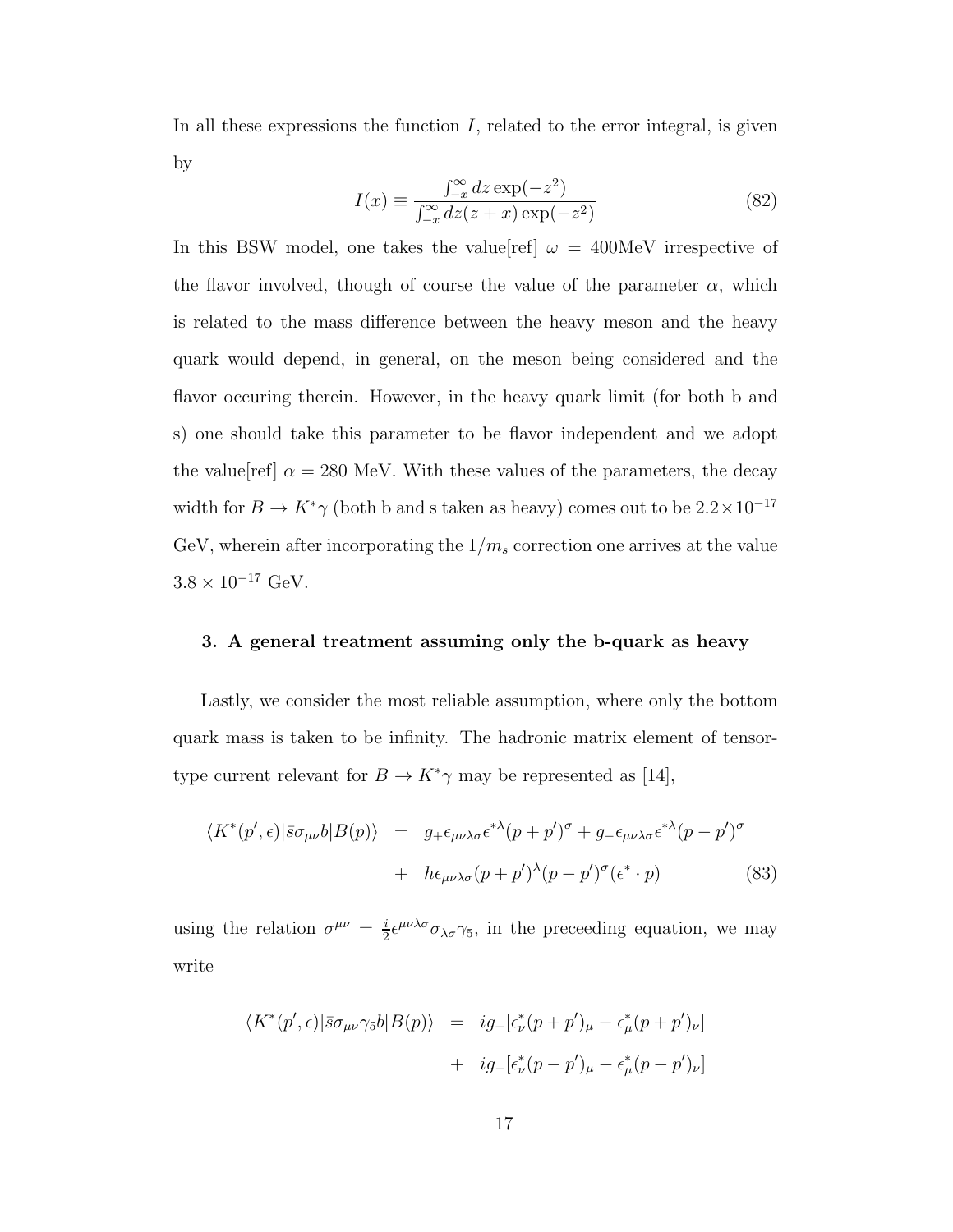In all these expressions the function $I$, related to the error integral, is given by

$$I(x) \equiv \frac{\int_{-x}^{\infty} dz \exp(-z^2)}{\int_{-x}^{\infty} dz (z+x) \exp(-z^2)} \tag{82}$$

In this BSW model, one takes the value[ref] $\omega = 400$MeV irrespective of the flavor involved, though of course the value of the parameter $\alpha$, which is related to the mass difference between the heavy meson and the heavy quark would depend, in general, on the meson being considered and the flavor occuring therein. However, in the heavy quark limit (for both b and s) one should take this parameter to be flavor independent and we adopt the value[ref] $\alpha = 280$ MeV. With these values of the parameters, the decay width for $B \to K^*\gamma$ (both b and s taken as heavy) comes out to be $2.2 \times 10^{-17}$ GeV, wherein after incorporating the $1/m_s$ correction one arrives at the value $3.8 \times 10^{-17}$ GeV.

### 3. A general treatment assuming only the b-quark as heavy

Lastly, we consider the most reliable assumption, where only the bottom quark mass is taken to be infinity. The hadronic matrix element of tensor-type current relevant for $B \to K^*\gamma$ may be represented as [14],

$$\begin{aligned}
\langle K^*(p', \epsilon) | \bar{s} \sigma_{\mu\nu} b | B(p) \rangle &= g_+ \epsilon_{\mu\nu\lambda\sigma} \epsilon^{*\lambda} (p+p')^\sigma + g_- \epsilon_{\mu\nu\lambda\sigma} \epsilon^{*\lambda} (p-p')^\sigma \\
&+ h \epsilon_{\mu\nu\lambda\sigma} (p+p')^\lambda (p-p')^\sigma (\epsilon^* \cdot p)
\end{aligned} \tag{83}$$

using the relation $\sigma^{\mu\nu} = \frac{i}{2} \epsilon^{\mu\nu\lambda\sigma} \sigma_{\lambda\sigma} \gamma_5$, in the preceeding equation, we may write

$$\begin{aligned}
\langle K^*(p', \epsilon) | \bar{s} \sigma_{\mu\nu} \gamma_5 b | B(p) \rangle &= i g_+ [\epsilon^*_\nu (p+p')_\mu - \epsilon^*_\mu (p+p')_\nu] \\
&+ i g_- [\epsilon^*_\nu (p-p')_\mu - \epsilon^*_\mu (p-p')_\nu]
\end{aligned}$$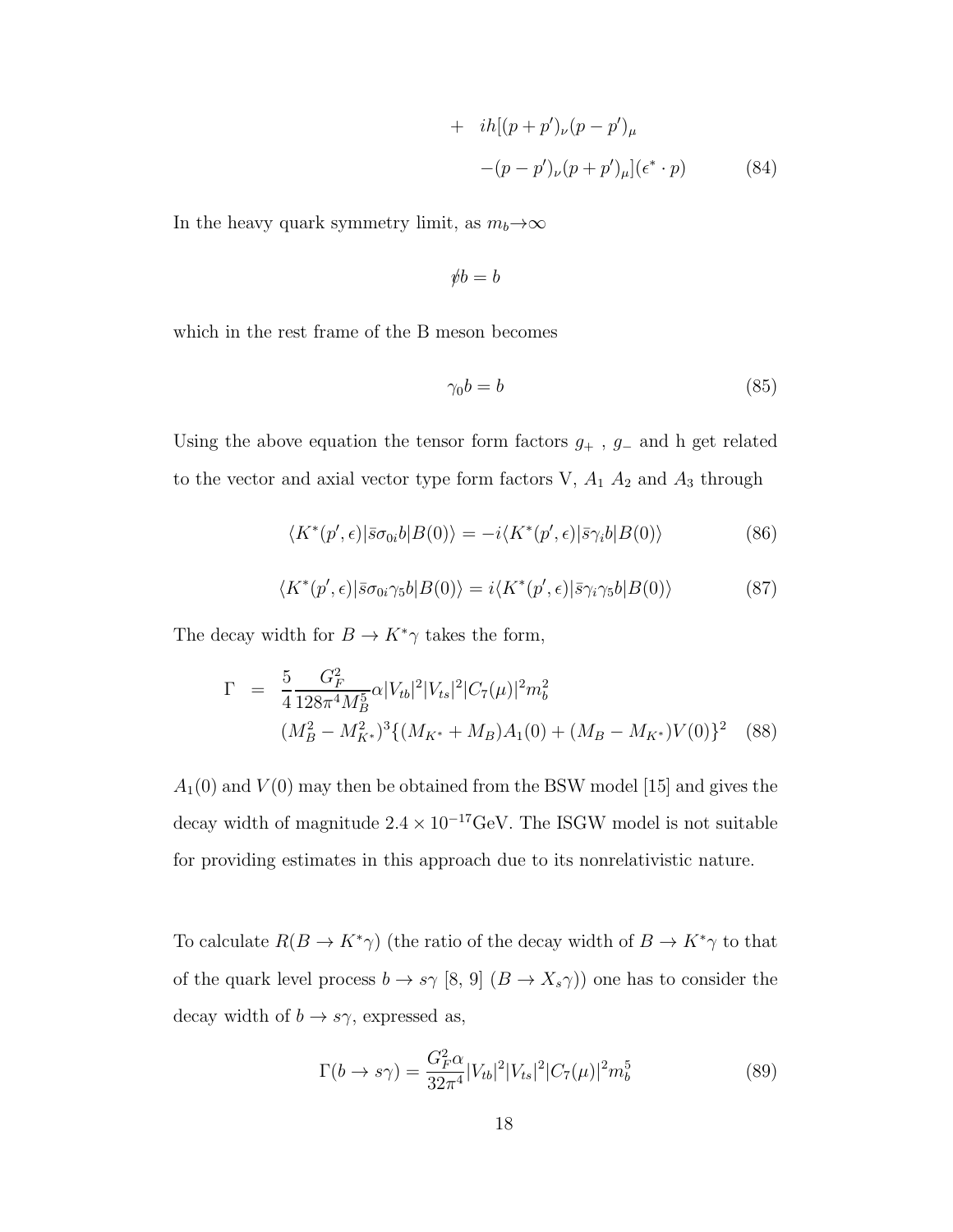$$
\begin{aligned}
&+ \quad ih[(p+p')_\nu (p-p')_\mu \\
&-(p-p')_\nu (p+p')_\mu](\epsilon^* \cdot p) \qquad (84)
\end{aligned}
$$

In the heavy quark symmetry limit, as $m_b \to \infty$

$$
\not{v} b = b
$$

which in the rest frame of the B meson becomes

$$
\gamma_0 b = b \tag{85}
$$

Using the above equation the tensor form factors $g_+$ , $g_-$ and h get related to the vector and axial vector type form factors V, $A_1$ $A_2$ and $A_3$ through

$$
\langle K^*(p', \epsilon)|\bar{s}\sigma_{0i} b|B(0)\rangle = -i\langle K^*(p', \epsilon)|\bar{s}\gamma_i b|B(0)\rangle \tag{86}
$$

$$
\langle K^*(p', \epsilon)|\bar{s}\sigma_{0i}\gamma_5 b|B(0)\rangle = i\langle K^*(p', \epsilon)|\bar{s}\gamma_i\gamma_5 b|B(0)\rangle \tag{87}
$$

The decay width for $B \to K^*\gamma$ takes the form,

$$
\begin{aligned}
\Gamma &= \frac{5}{4}\frac{G_F^2}{128\pi^4 M_B^5}\alpha |V_{tb}|^2 |V_{ts}|^2 |C_7(\mu)|^2 m_b^2 \\
&\quad (M_B^2 - M_{K^*}^2)^3 \{(M_{K^*} + M_B)A_1(0) + (M_B - M_{K^*})V(0)\}^2 \qquad (88)
\end{aligned}
$$

$A_1(0)$ and $V(0)$ may then be obtained from the BSW model [15] and gives the decay width of magnitude $2.4 \times 10^{-17}$GeV. The ISGW model is not suitable for providing estimates in this approach due to its nonrelativistic nature.

To calculate $R(B \to K^*\gamma)$ (the ratio of the decay width of $B \to K^*\gamma$ to that of the quark level process $b \to s\gamma$ [8, 9] ($B \to X_s\gamma$)) one has to consider the decay width of $b \to s\gamma$, expressed as,

$$
\Gamma(b \to s\gamma) = \frac{G_F^2 \alpha}{32\pi^4} |V_{tb}|^2 |V_{ts}|^2 |C_7(\mu)|^2 m_b^5 \tag{89}
$$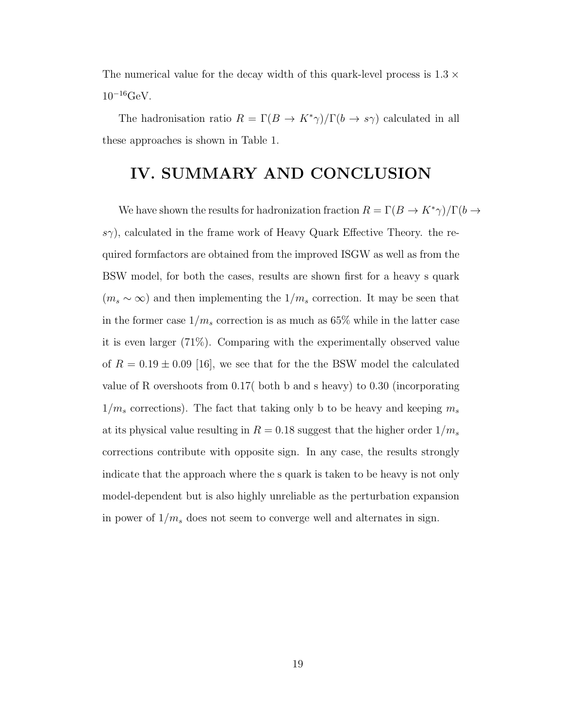The numerical value for the decay width of this quark-level process is $1.3 \times 10^{-16}$GeV.

The hadronisation ratio $R = \Gamma(B \to K^*\gamma)/\Gamma(b \to s\gamma)$ calculated in all these approaches is shown in Table 1.

# IV. SUMMARY AND CONCLUSION

We have shown the results for hadronization fraction $R = \Gamma(B \to K^*\gamma)/\Gamma(b \to s\gamma)$, calculated in the frame work of Heavy Quark Effective Theory. the required formfactors are obtained from the improved ISGW as well as from the BSW model, for both the cases, results are shown first for a heavy s quark ($m_s \sim \infty$) and then implementing the $1/m_s$ correction. It may be seen that in the former case $1/m_s$ correction is as much as 65% while in the latter case it is even larger (71%). Comparing with the experimentally observed value of $R = 0.19 \pm 0.09$ [16], we see that for the the BSW model the calculated value of R overshoots from 0.17( both b and s heavy) to 0.30 (incorporating $1/m_s$ corrections). The fact that taking only b to be heavy and keeping $m_s$ at its physical value resulting in $R = 0.18$ suggest that the higher order $1/m_s$ corrections contribute with opposite sign. In any case, the results strongly indicate that the approach where the s quark is taken to be heavy is not only model-dependent but is also highly unreliable as the perturbation expansion in power of $1/m_s$ does not seem to converge well and alternates in sign.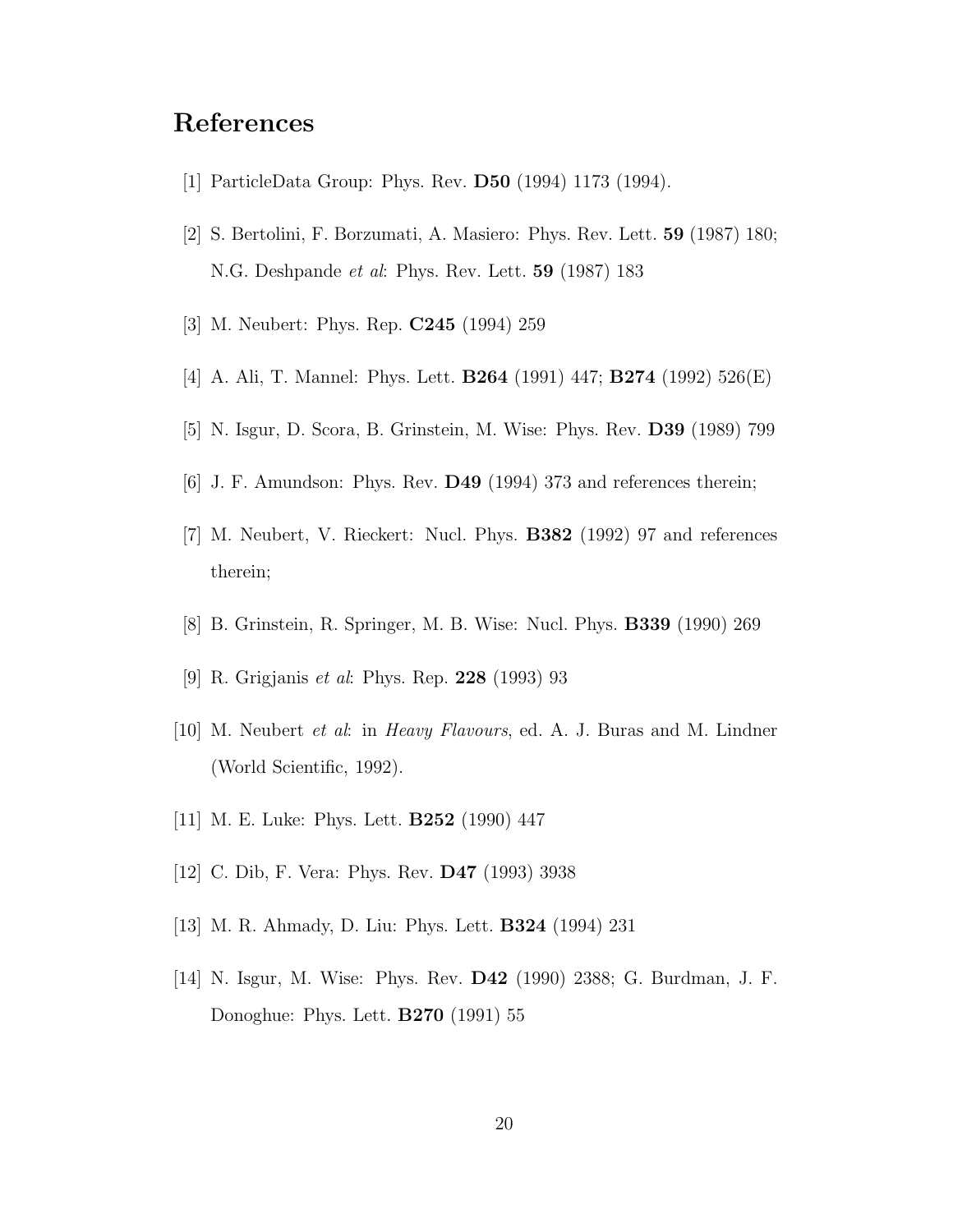# References

[1] ParticleData Group: Phys. Rev. **D50** (1994) 1173 (1994).

[2] S. Bertolini, F. Borzumati, A. Masiero: Phys. Rev. Lett. **59** (1987) 180; N.G. Deshpande *et al*: Phys. Rev. Lett. **59** (1987) 183

[3] M. Neubert: Phys. Rep. **C245** (1994) 259

[4] A. Ali, T. Mannel: Phys. Lett. **B264** (1991) 447; **B274** (1992) 526(E)

[5] N. Isgur, D. Scora, B. Grinstein, M. Wise: Phys. Rev. **D39** (1989) 799

[6] J. F. Amundson: Phys. Rev. **D49** (1994) 373 and references therein;

[7] M. Neubert, V. Rieckert: Nucl. Phys. **B382** (1992) 97 and references therein;

[8] B. Grinstein, R. Springer, M. B. Wise: Nucl. Phys. **B339** (1990) 269

[9] R. Grigjanis *et al*: Phys. Rep. **228** (1993) 93

[10] M. Neubert *et al*: in *Heavy Flavours*, ed. A. J. Buras and M. Lindner (World Scientific, 1992).

[11] M. E. Luke: Phys. Lett. **B252** (1990) 447

[12] C. Dib, F. Vera: Phys. Rev. **D47** (1993) 3938

[13] M. R. Ahmady, D. Liu: Phys. Lett. **B324** (1994) 231

[14] N. Isgur, M. Wise: Phys. Rev. **D42** (1990) 2388; G. Burdman, J. F. Donoghue: Phys. Lett. **B270** (1991) 55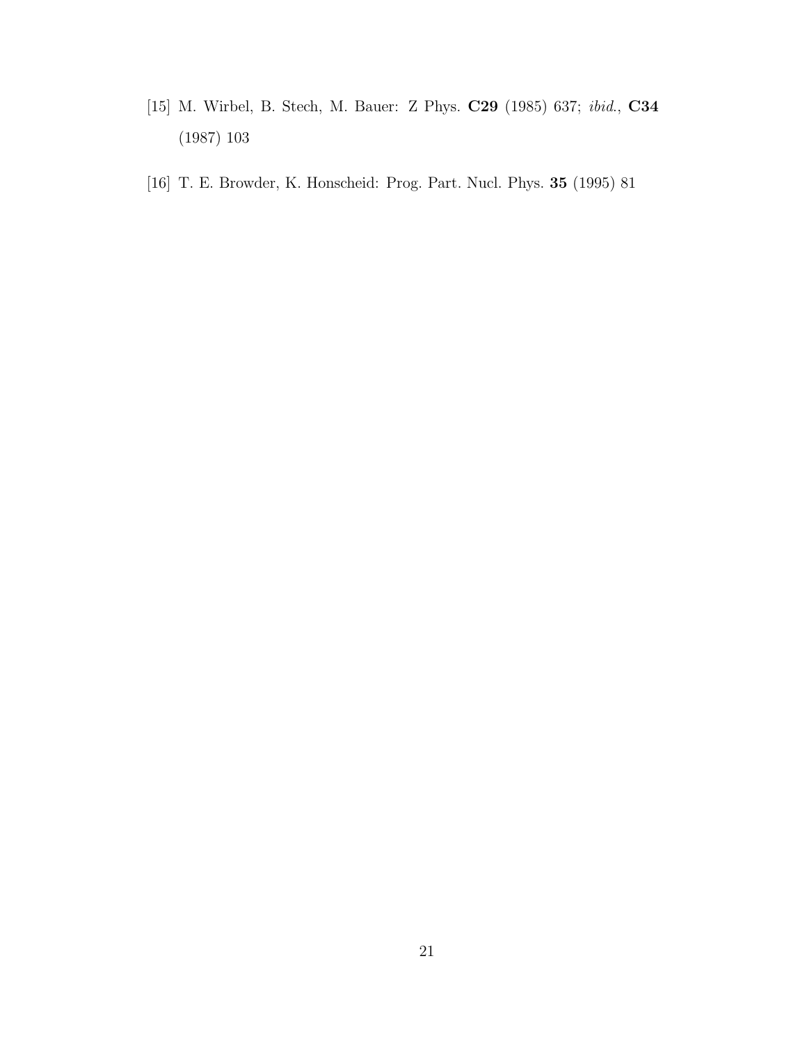[15] M. Wirbel, B. Stech, M. Bauer: Z Phys. **C29** (1985) 637; *ibid.*, **C34** (1987) 103

[16] T. E. Browder, K. Honscheid: Prog. Part. Nucl. Phys. **35** (1995) 81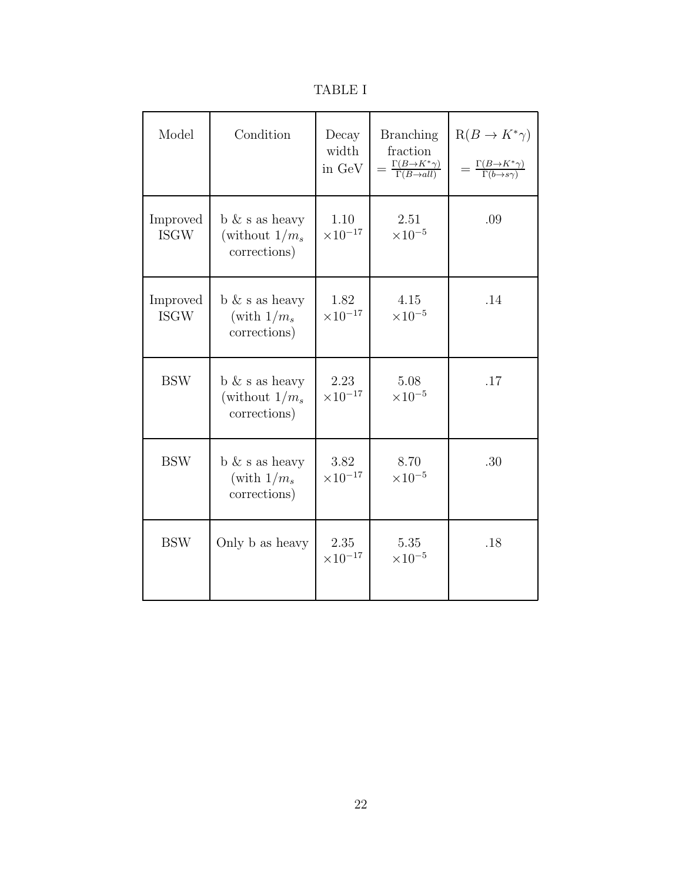TABLE I

| Model | Condition | Decay width in GeV | Branching fraction $= \frac{\Gamma(B \to K^* \gamma)}{\Gamma(B \to all)}$ | R$(B \to K^* \gamma)$ $= \frac{\Gamma(B \to K^* \gamma)}{\Gamma(b \to s \gamma)}$ |
|---|---|---|---|---|
| Improved ISGW | b & s as heavy (without $1/m_s$ corrections) | $1.10 \times 10^{-17}$ | $2.51 \times 10^{-5}$ | .09 |
| Improved ISGW | b & s as heavy (with $1/m_s$ corrections) | $1.82 \times 10^{-17}$ | $4.15 \times 10^{-5}$ | .14 |
| BSW | b & s as heavy (without $1/m_s$ corrections) | $2.23 \times 10^{-17}$ | $5.08 \times 10^{-5}$ | .17 |
| BSW | b & s as heavy (with $1/m_s$ corrections) | $3.82 \times 10^{-17}$ | $8.70 \times 10^{-5}$ | .30 |
| BSW | Only b as heavy | $2.35 \times 10^{-17}$ | $5.35 \times 10^{-5}$ | .18 |